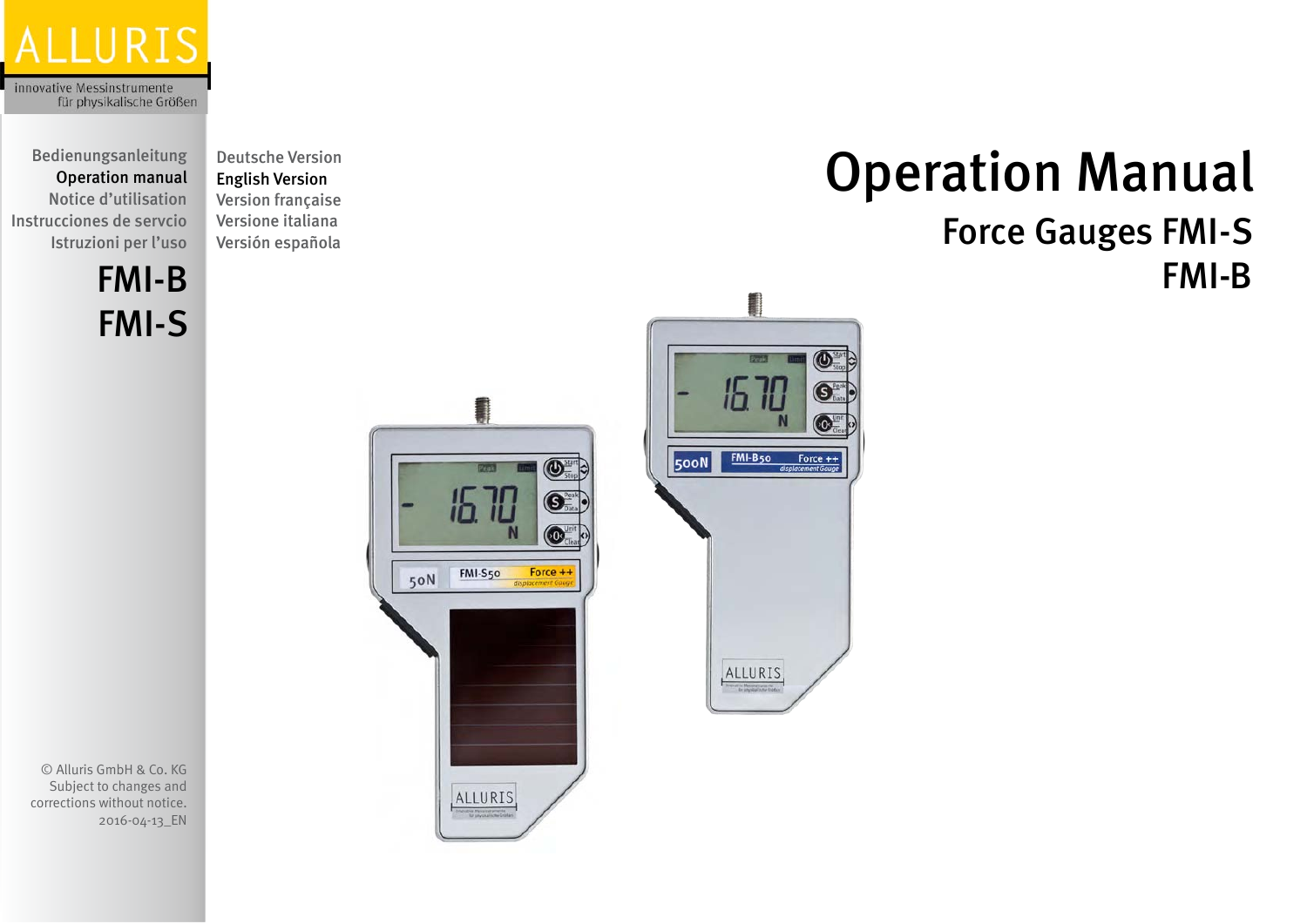ALLURIS

innovative Messinstrumente
für physikalische Größen

Bedienungsanleitung
Operation manual
Notice d'utilisation
Instrucciones de servcio
Istruzioni per l'uso

Deutsche Version
English Version
Version française
Versione italiana
Versión española

## FMI-B
## FMI-S

# Operation Manual

## Force Gauges FMI-S
## FMI-B

© Alluris GmbH & Co. KG
Subject to changes and corrections without notice.
2016-04-13_EN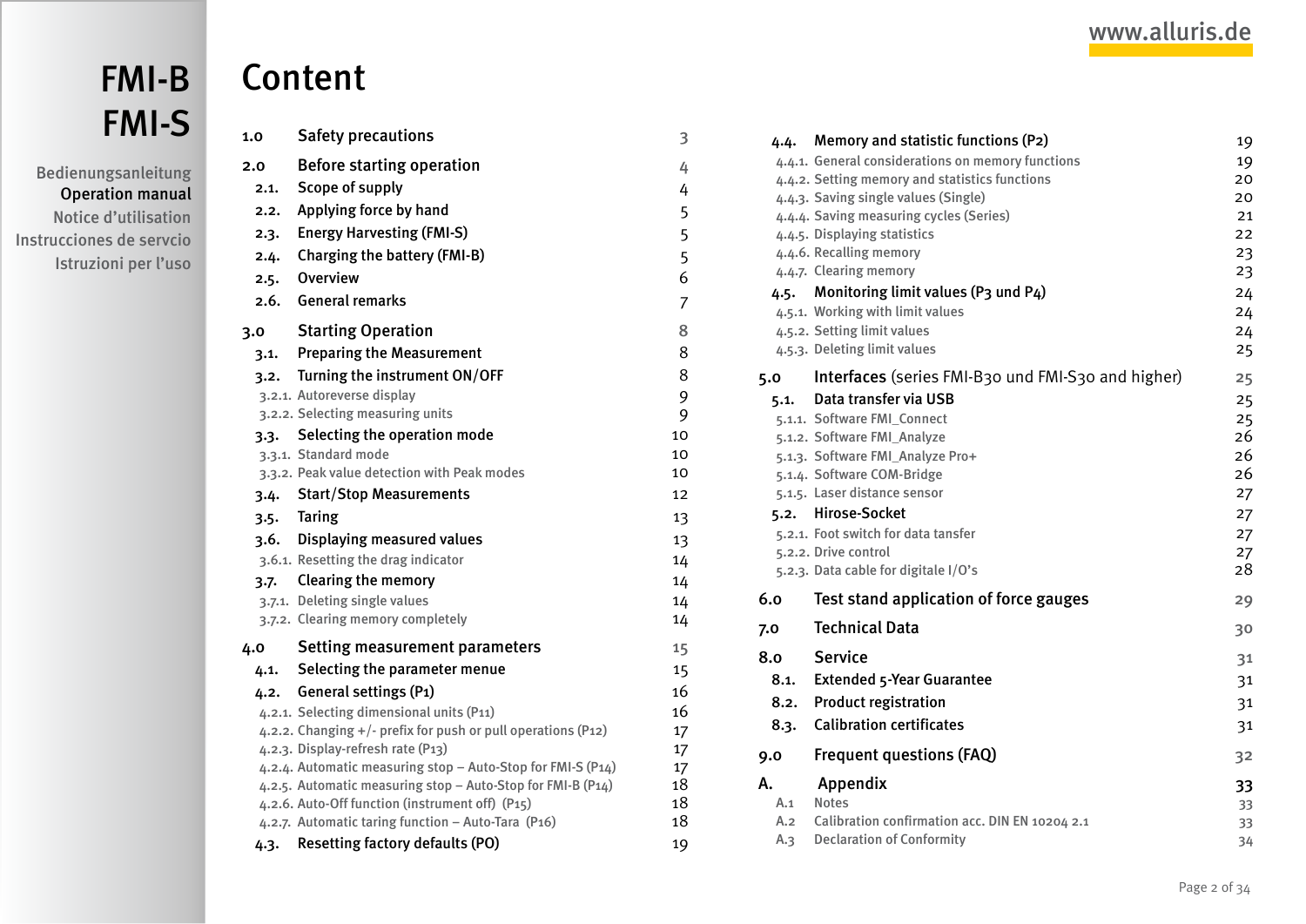# FMI-B FMI-S

Bedienungsanleitung
**Operation manual**
Notice d'utilisation
Instrucciones de servicio
Istruzioni per l'uso

www.alluris.de

# Content

| | | |
|---|---|---|
| **1.0** | **Safety precautions** | 3 |
| **2.0** | **Before starting operation** | 4 |
| 2.1. | Scope of supply | 4 |
| 2.2. | Applying force by hand | 5 |
| 2.3. | Energy Harvesting (FMI-S) | 5 |
| 2.4. | Charging the battery (FMI-B) | 5 |
| 2.5. | Overview | 6 |
| 2.6. | General remarks | 7 |
| **3.0** | **Starting Operation** | 8 |
| 3.1. | Preparing the Measurement | 8 |
| 3.2. | Turning the instrument ON/OFF | 8 |
| 3.2.1. | Autoreverse display | 9 |
| 3.2.2. | Selecting measuring units | 9 |
| 3.3. | Selecting the operation mode | 10 |
| 3.3.1. | Standard mode | 10 |
| 3.3.2. | Peak value detection with Peak modes | 10 |
| 3.4. | Start/Stop Measurements | 12 |
| 3.5. | Taring | 13 |
| 3.6. | Displaying measured values | 13 |
| 3.6.1. | Resetting the drag indicator | 14 |
| 3.7. | Clearing the memory | 14 |
| 3.7.1. | Deleting single values | 14 |
| 3.7.2. | Clearing memory completely | 14 |
| **4.0** | **Setting measurement parameters** | 15 |
| 4.1. | Selecting the parameter menue | 15 |
| 4.2. | General settings (P1) | 16 |
| 4.2.1. | Selecting dimensional units (P11) | 16 |
| 4.2.2. | Changing +/- prefix for push or pull operations (P12) | 17 |
| 4.2.3. | Display-refresh rate (P13) | 17 |
| 4.2.4. | Automatic measuring stop – Auto-Stop for FMI-S (P14) | 17 |
| 4.2.5. | Automatic measuring stop – Auto-Stop for FMI-B (P14) | 18 |
| 4.2.6. | Auto-Off function (instrument off) (P15) | 18 |
| 4.2.7. | Automatic taring function – Auto-Tara (P16) | 18 |
| 4.3. | Resetting factory defaults (PO) | 19 |
| 4.4. | Memory and statistic functions (P2) | 19 |
| 4.4.1. | General considerations on memory functions | 19 |
| 4.4.2. | Setting memory and statistics functions | 20 |
| 4.4.3. | Saving single values (Single) | 20 |
| 4.4.4. | Saving measuring cycles (Series) | 21 |
| 4.4.5. | Displaying statistics | 22 |
| 4.4.6. | Recalling memory | 23 |
| 4.4.7. | Clearing memory | 23 |
| 4.5. | Monitoring limit values (P3 und P4) | 24 |
| 4.5.1. | Working with limit values | 24 |
| 4.5.2. | Setting limit values | 24 |
| 4.5.3. | Deleting limit values | 25 |
| **5.0** | **Interfaces** (series FMI-B30 und FMI-S30 and higher) | 25 |
| 5.1. | Data transfer via USB | 25 |
| 5.1.1. | Software FMI_Connect | 25 |
| 5.1.2. | Software FMI_Analyze | 26 |
| 5.1.3. | Software FMI_Analyze Pro+ | 26 |
| 5.1.4. | Software COM-Bridge | 26 |
| 5.1.5. | Laser distance sensor | 27 |
| 5.2. | Hirose-Socket | 27 |
| 5.2.1. | Foot switch for data tansfer | 27 |
| 5.2.2. | Drive control | 27 |
| 5.2.3. | Data cable for digitale I/O's | 28 |
| **6.0** | **Test stand application of force gauges** | 29 |
| **7.0** | **Technical Data** | 30 |
| **8.0** | **Service** | 31 |
| 8.1. | Extended 5-Year Guarantee | 31 |
| 8.2. | Product registration | 31 |
| 8.3. | Calibration certificates | 31 |
| **9.0** | **Frequent questions (FAQ)** | 32 |
| **A.** | **Appendix** | 33 |
| A.1 | Notes | 33 |
| A.2 | Calibration confirmation acc. DIN EN 10204 2.1 | 33 |
| A.3 | Declaration of Conformity | 34 |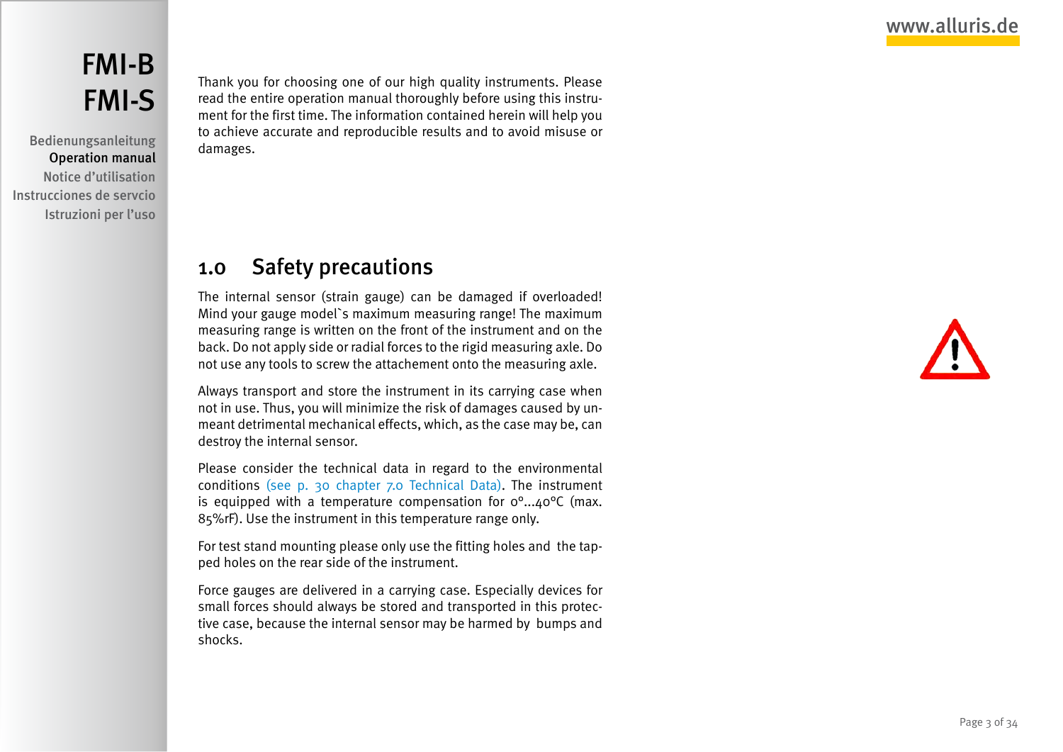Thank you for choosing one of our high quality instruments. Please read the entire operation manual thoroughly before using this instrument for the first time. The information contained herein will help you to achieve accurate and reproducible results and to avoid misuse or damages.

## 1.0 Safety precautions

The internal sensor (strain gauge) can be damaged if overloaded! Mind your gauge model`s maximum measuring range! The maximum measuring range is written on the front of the instrument and on the back. Do not apply side or radial forces to the rigid measuring axle. Do not use any tools to screw the attachement onto the measuring axle.

Always transport and store the instrument in its carrying case when not in use. Thus, you will minimize the risk of damages caused by unmeant detrimental mechanical effects, which, as the case may be, can destroy the internal sensor.

Please consider the technical data in regard to the environmental conditions (see p. 30 chapter 7.0 Technical Data). The instrument is equipped with a temperature compensation for 0°...40°C (max. 85%rF). Use the instrument in this temperature range only.

For test stand mounting please only use the fitting holes and the tapped holes on the rear side of the instrument.

Force gauges are delivered in a carrying case. Especially devices for small forces should always be stored and transported in this protective case, because the internal sensor may be harmed by bumps and shocks.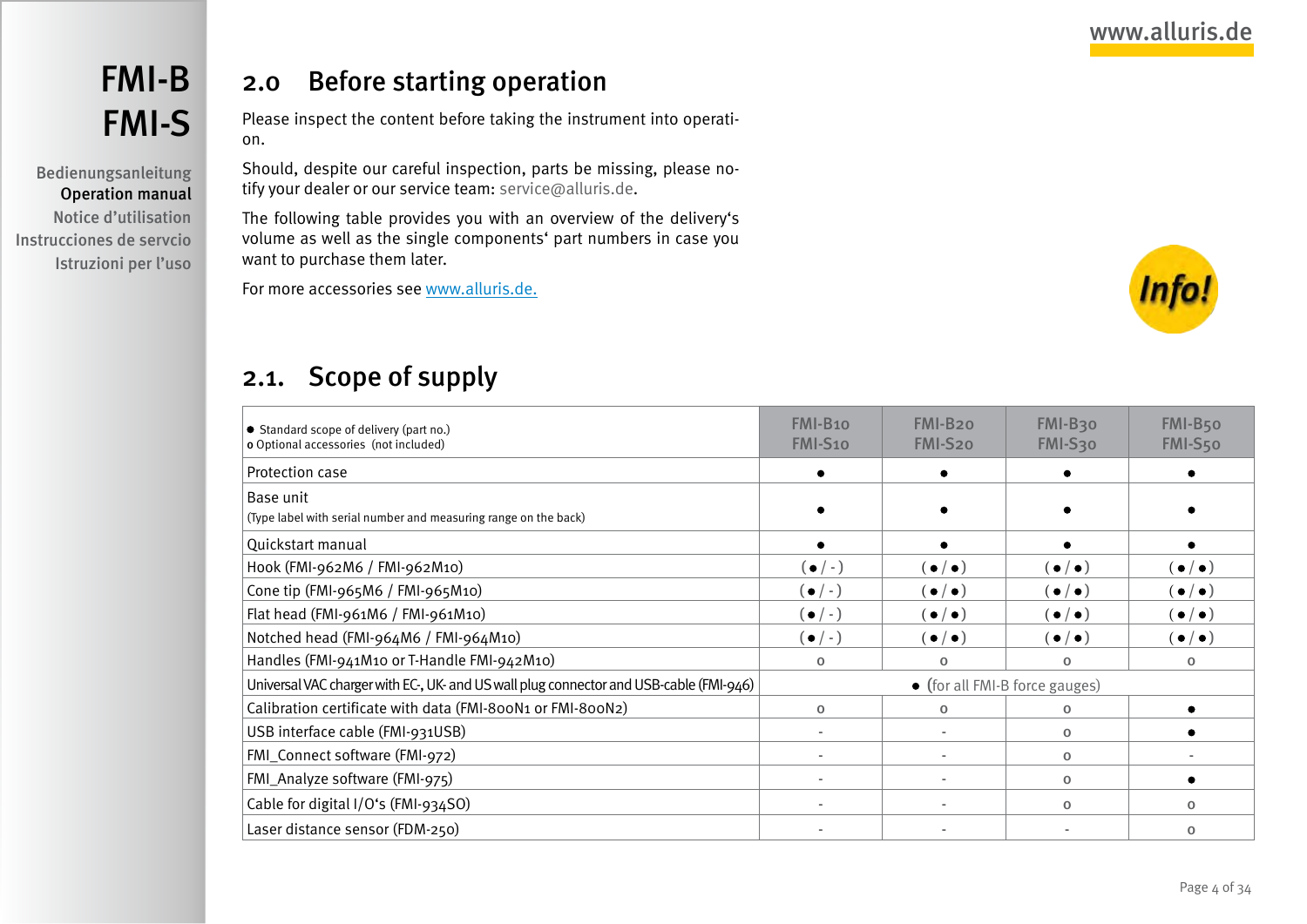# FMI-B FMI-S

Bedienungsanleitung
Operation manual
Notice d'utilisation
Instrucciones de servcio
Istruzioni per l'uso

## 2.0 Before starting operation

Please inspect the content before taking the instrument into operation.

Should, despite our careful inspection, parts be missing, please notify your dealer or our service team: service@alluris.de.

The following table provides you with an overview of the delivery's volume as well as the single components' part numbers in case you want to purchase them later.

For more accessories see www.alluris.de.

Info!

## 2.1. Scope of supply

| ● Standard scope of delivery (part no.)<br>o Optional accessories (not included) | FMI-B10<br>FMI-S10 | FMI-B20<br>FMI-S20 | FMI-B30<br>FMI-S30 | FMI-B50<br>FMI-S50 |
|---|---|---|---|---|
| Protection case | ● | ● | ● | ● |
| Base unit<br>(Type label with serial number and measuring range on the back) | ● | ● | ● | ● |
| Quickstart manual | ● | ● | ● | ● |
| Hook (FMI-962M6 / FMI-962M10) | (● / -) | (● / ●) | (● / ●) | (● / ●) |
| Cone tip (FMI-965M6 / FMI-965M10) | (● / -) | (● / ●) | (● / ●) | (● / ●) |
| Flat head (FMI-961M6 / FMI-961M10) | (● / -) | (● / ●) | (● / ●) | (● / ●) |
| Notched head (FMI-964M6 / FMI-964M10) | (● / -) | (● / ●) | (● / ●) | (● / ●) |
| Handles (FMI-941M10 or T-Handle FMI-942M10) | o | o | o | o |
| Universal VAC charger with EC-, UK- and US wall plug connector and USB-cable (FMI-946) | ● (for all FMI-B force gauges) | | | |
| Calibration certificate with data (FMI-800N1 or FMI-800N2) | o | o | o | ● |
| USB interface cable (FMI-931USB) | - | - | o | ● |
| FMI_Connect software (FMI-972) | - | - | o | - |
| FMI_Analyze software (FMI-975) | - | - | o | ● |
| Cable for digital I/O's (FMI-934SO) | - | - | o | o |
| Laser distance sensor (FDM-250) | - | - | - | o |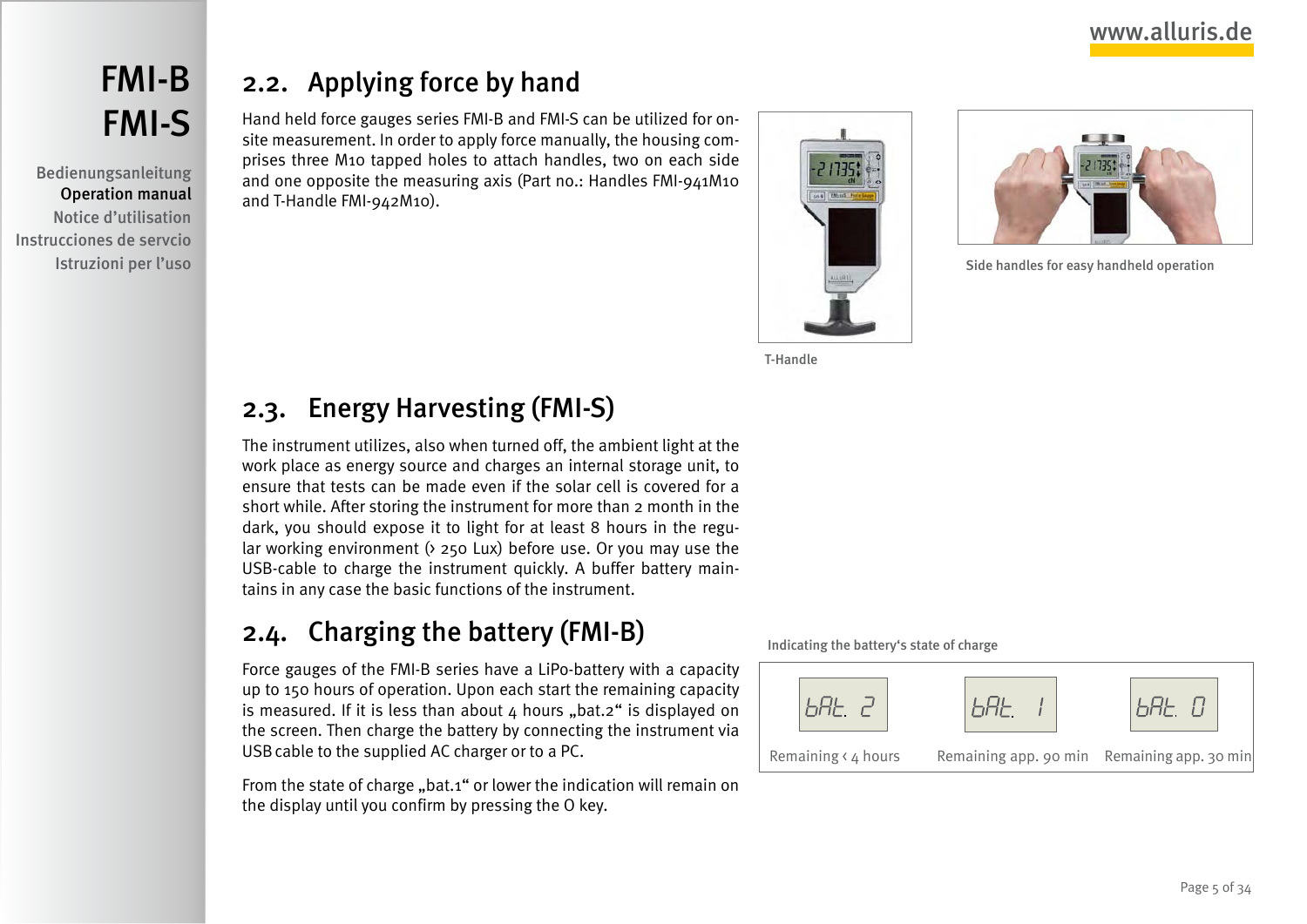FMI-B
FMI-S

Bedienungsanleitung
Operation manual
Notice d'utilisation
Instrucciones de servcio
Istruzioni per l'uso

## 2.2. Applying force by hand

Hand held force gauges series FMI-B and FMI-S can be utilized for on-site measurement. In order to apply force manually, the housing comprises three M10 tapped holes to attach handles, two on each side and one opposite the measuring axis (Part no.: Handles FMI-941M10 and T-Handle FMI-942M10).

T-Handle

Side handles for easy handheld operation

## 2.3. Energy Harvesting (FMI-S)

The instrument utilizes, also when turned off, the ambient light at the work place as energy source and charges an internal storage unit, to ensure that tests can be made even if the solar cell is covered for a short while. After storing the instrument for more than 2 month in the dark, you should expose it to light for at least 8 hours in the regular working environment (> 250 Lux) before use. Or you may use the USB-cable to charge the instrument quickly. A buffer battery maintains in any case the basic functions of the instrument.

## 2.4. Charging the battery (FMI-B)

Force gauges of the FMI-B series have a LiPo-battery with a capacity up to 150 hours of operation. Upon each start the remaining capacity is measured. If it is less than about 4 hours „bat.2" is displayed on the screen. Then charge the battery by connecting the instrument via USB cable to the supplied AC charger or to a PC.

From the state of charge „bat.1" or lower the indication will remain on the display until you confirm by pressing the O key.

Indicating the battery's state of charge

| bAt. 2 | bAt. 1 | bAt. 0 |
|---|---|---|
| Remaining < 4 hours | Remaining app. 90 min | Remaining app. 30 min |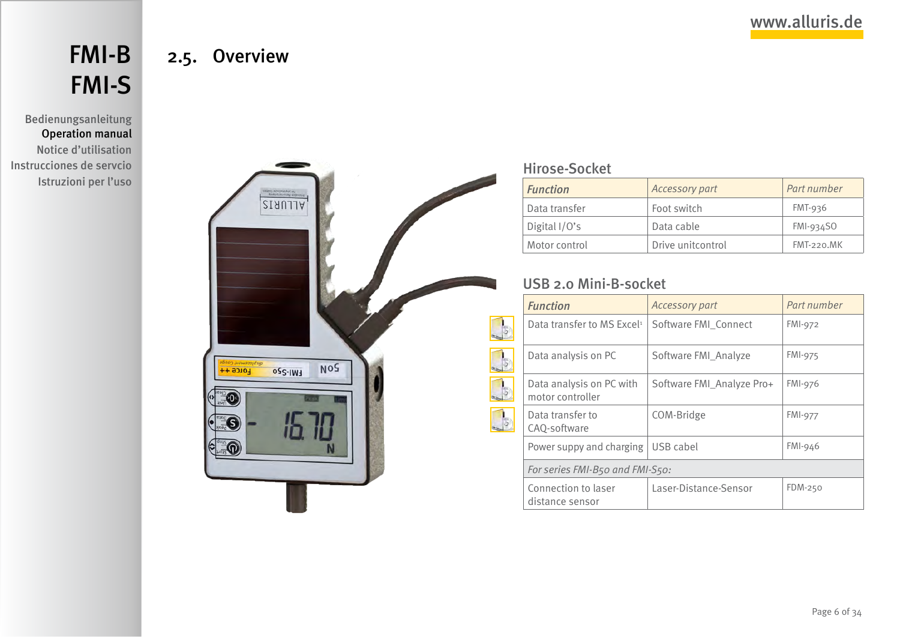## 2.5. Overview

### Hirose-Socket

| *Function* | *Accessory part* | *Part number* |
|---|---|---|
| Data transfer | Foot switch | FMT-936 |
| Digital I/O's | Data cable | FMI-934SO |
| Motor control | Drive unitcontrol | FMT-220.MK |

### USB 2.0 Mini-B-socket

| *Function* | *Accessory part* | *Part number* |
|---|---|---|
| Data transfer to MS Excel[1] | Software FMI_Connect | FMI-972 |
| Data analysis on PC | Software FMI_Analyze | FMI-975 |
| Data analysis on PC with motor controller | Software FMI_Analyze Pro+ | FMI-976 |
| Data transfer to CAQ-software | COM-Bridge | FMI-977 |
| Power suppy and charging | USB cabel | FMI-946 |
| *For series FMI-B50 and FMI-S50:* | | |
| Connection to laser distance sensor | Laser-Distance-Sensor | FDM-250 |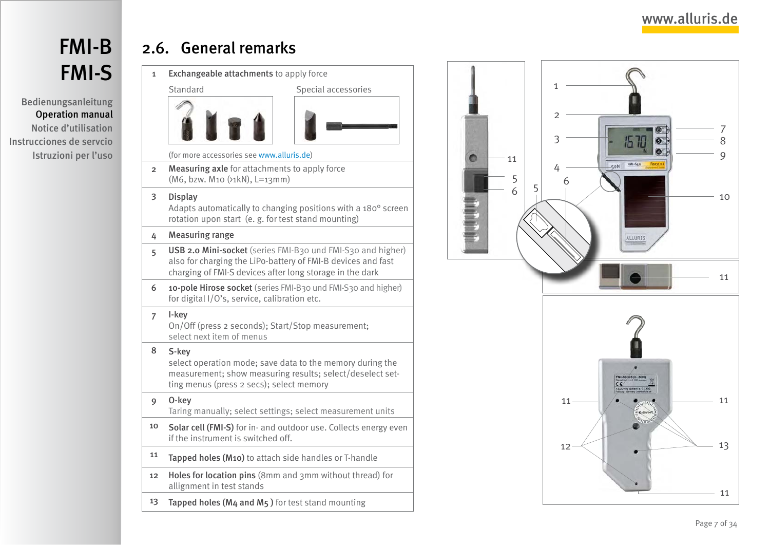## 2.6. General remarks

| | |
|---|---|
| 1 | **Exchangeable attachments** to apply force<br>Standard / Special accessories<br>(for more accessories see www.alluris.de) |
| 2 | **Measuring axle** for attachments to apply force<br>(M6, bzw. M10 (>1kN), L=13mm) |
| 3 | **Display**<br>Adapts automatically to changing positions with a 180° screen rotation upon start (e. g. for test stand mounting) |
| 4 | **Measuring range** |
| 5 | **USB 2.0 Mini-socket** (series FMI-B30 und FMI-S30 and higher) also for charging the LiPo-battery of FMI-B devices and fast charging of FMI-S devices after long storage in the dark |
| 6 | **10-pole Hirose socket** (series FMI-B30 und FMI-S30 and higher) for digital I/O's, service, calibration etc. |
| 7 | **I-key**<br>On/Off (press 2 seconds); Start/Stop measurement; select next item of menus |
| 8 | **S-key**<br>select operation mode; save data to the memory during the measurement; show measuring results; select/deselect setting menus (press 2 secs); select memory |
| 9 | **O-key**<br>Taring manually; select settings; select measurement units |
| 10 | **Solar cell (FMI-S)** for in- and outdoor use. Collects energy even if the instrument is switched off. |
| 11 | **Tapped holes (M10)** to attach side handles or T-handle |
| 12 | **Holes for location pins** (8mm and 3mm without thread) for allignment in test stands |
| 13 | **Tapped holes (M4 and M5 )** for test stand mounting |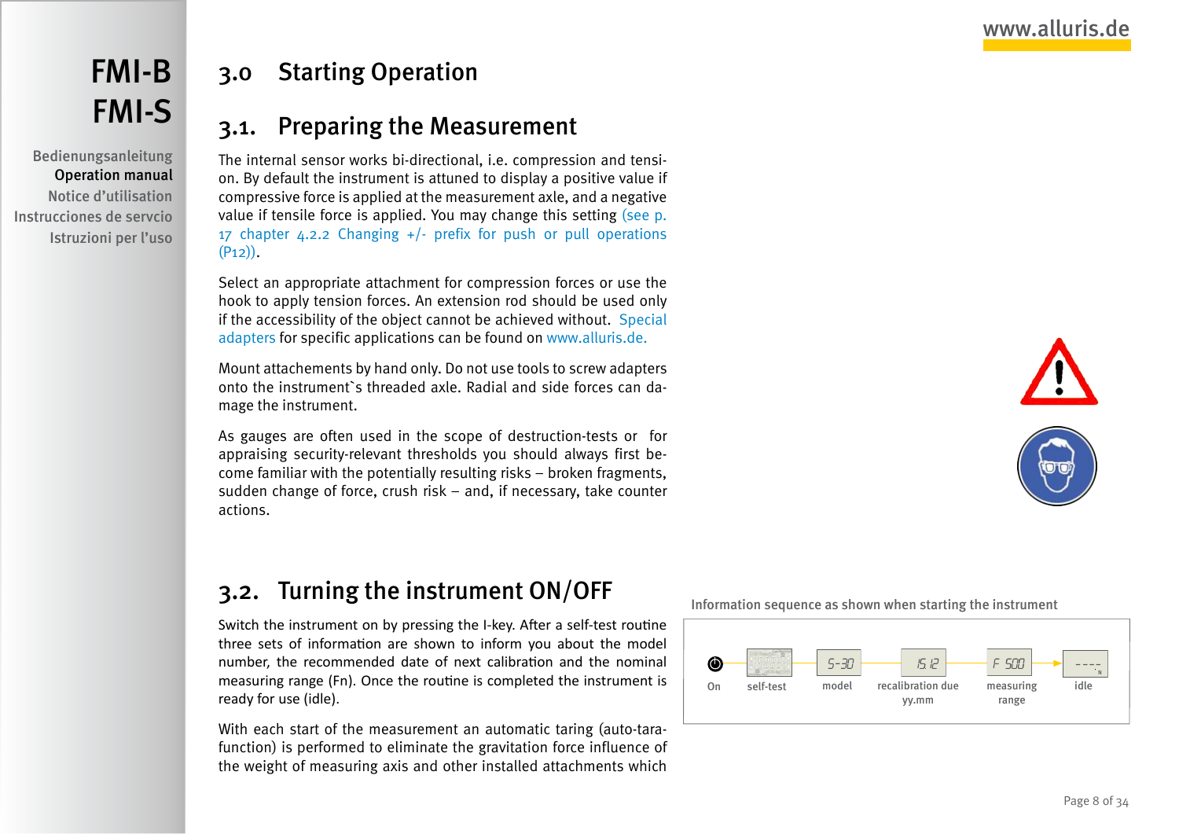# 3.0 Starting Operation

## 3.1. Preparing the Measurement

The internal sensor works bi-directional, i.e. compression and tension. By default the instrument is attuned to display a positive value if compressive force is applied at the measurement axle, and a negative value if tensile force is applied. You may change this setting (see p. 17 chapter 4.2.2 Changing +/- prefix for push or pull operations (P12)).

Select an appropriate attachment for compression forces or use the hook to apply tension forces. An extension rod should be used only if the accessibility of the object cannot be achieved without. Special adapters for specific applications can be found on www.alluris.de.

Mount attachements by hand only. Do not use tools to screw adapters onto the instrument`s threaded axle. Radial and side forces can damage the instrument.

As gauges are often used in the scope of destruction-tests or for appraising security-relevant thresholds you should always first become familiar with the potentially resulting risks – broken fragments, sudden change of force, crush risk – and, if necessary, take counter actions.

## 3.2. Turning the instrument ON/OFF

Switch the instrument on by pressing the I-key. After a self-test routine three sets of information are shown to inform you about the model number, the recommended date of next calibration and the nominal measuring range (Fn). Once the routine is completed the instrument is ready for use (idle).

With each start of the measurement an automatic taring (auto-tara-function) is performed to eliminate the gravitation force influence of the weight of measuring axis and other installed attachments which

Information sequence as shown when starting the instrument

| On | self-test | model | recalibration due yy.mm | measuring range | idle |
|---|---|---|---|---|---|
| | | S-30 | 15.12 | F 500 | ---- N |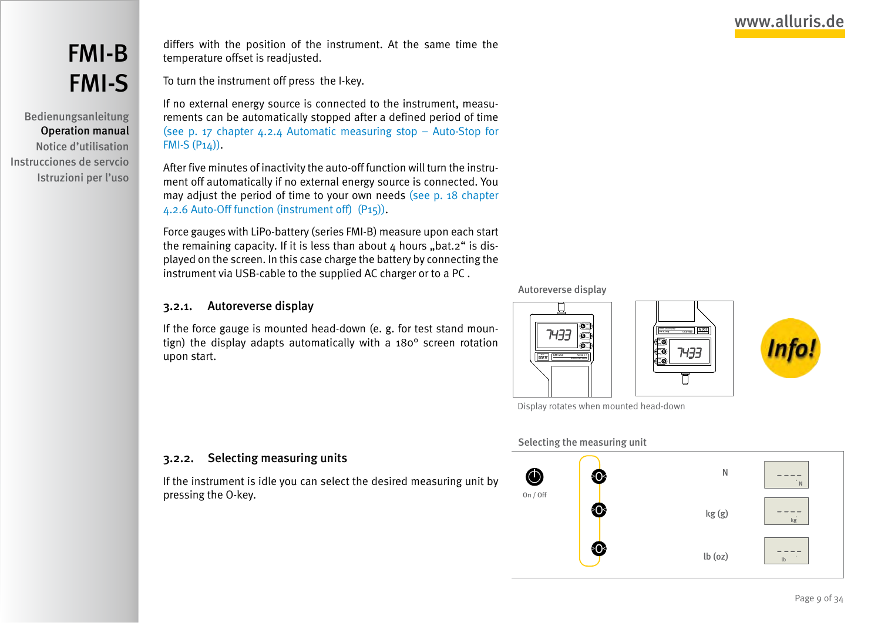differs with the position of the instrument. At the same time the temperature offset is readjusted.

To turn the instrument off press the I-key.

If no external energy source is connected to the instrument, measurements can be automatically stopped after a defined period of time (see p. 17 chapter 4.2.4 Automatic measuring stop – Auto-Stop for FMI-S (P14)).

After five minutes of inactivity the auto-off function will turn the instrument off automatically if no external energy source is connected. You may adjust the period of time to your own needs (see p. 18 chapter 4.2.6 Auto-Off function (instrument off) (P15)).

Force gauges with LiPo-battery (series FMI-B) measure upon each start the remaining capacity. If it is less than about 4 hours „bat.2“ is displayed on the screen. In this case charge the battery by connecting the instrument via USB-cable to the supplied AC charger or to a PC .

### 3.2.1. Autoreverse display

If the force gauge is mounted head-down (e. g. for test stand moun-tign) the display adapts automatically with a 180° screen rotation upon start.

Autoreverse display

Display rotates when mounted head-down

### 3.2.2. Selecting measuring units

If the instrument is idle you can select the desired measuring unit by pressing the O-key.

Selecting the measuring unit

On / Off

N

kg (g)

lb (oz)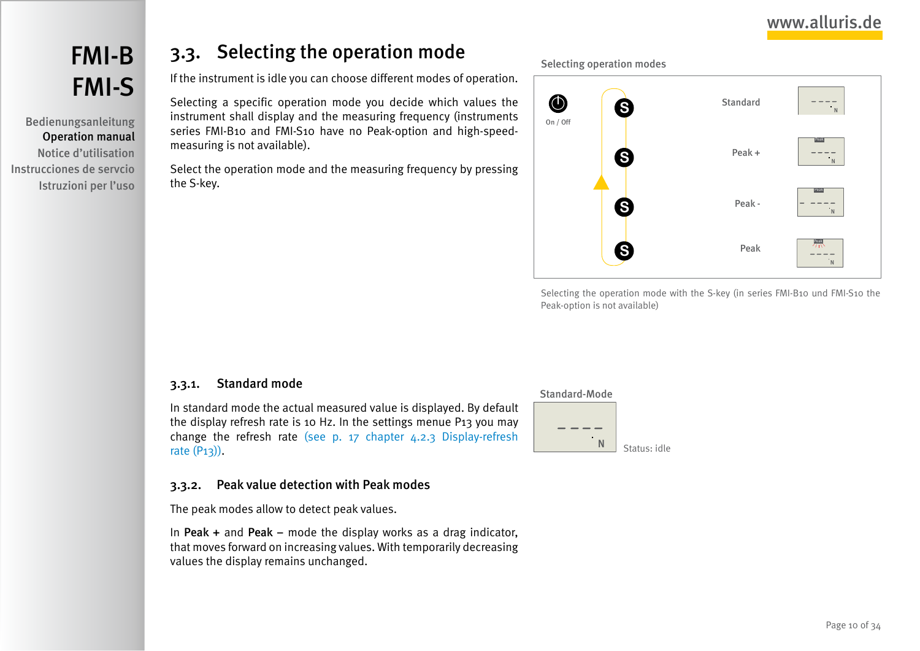## 3.3. Selecting the operation mode

If the instrument is idle you can choose different modes of operation.

Selecting a specific operation mode you decide which values the instrument shall display and the measuring frequency (instruments series FMI-B10 and FMI-S10 have no Peak-option and high-speed-measuring is not available).

Select the operation mode and the measuring frequency by pressing the S-key.

Selecting operation modes

On / Off

Standard

Peak +

Peak -

Peak

Selecting the operation mode with the S-key (in series FMI-B10 und FMI-S10 the Peak-option is not available)

### 3.3.1. Standard mode

In standard mode the actual measured value is displayed. By default the display refresh rate is 10 Hz. In the settings menue P13 you may change the refresh rate (see p. 17 chapter 4.2.3 Display-refresh rate (P13)).

Standard-Mode

Status: idle

### 3.3.2. Peak value detection with Peak modes

The peak modes allow to detect peak values.

In **Peak +** and **Peak –** mode the display works as a drag indicator, that moves forward on increasing values. With temporarily decreasing values the display remains unchanged.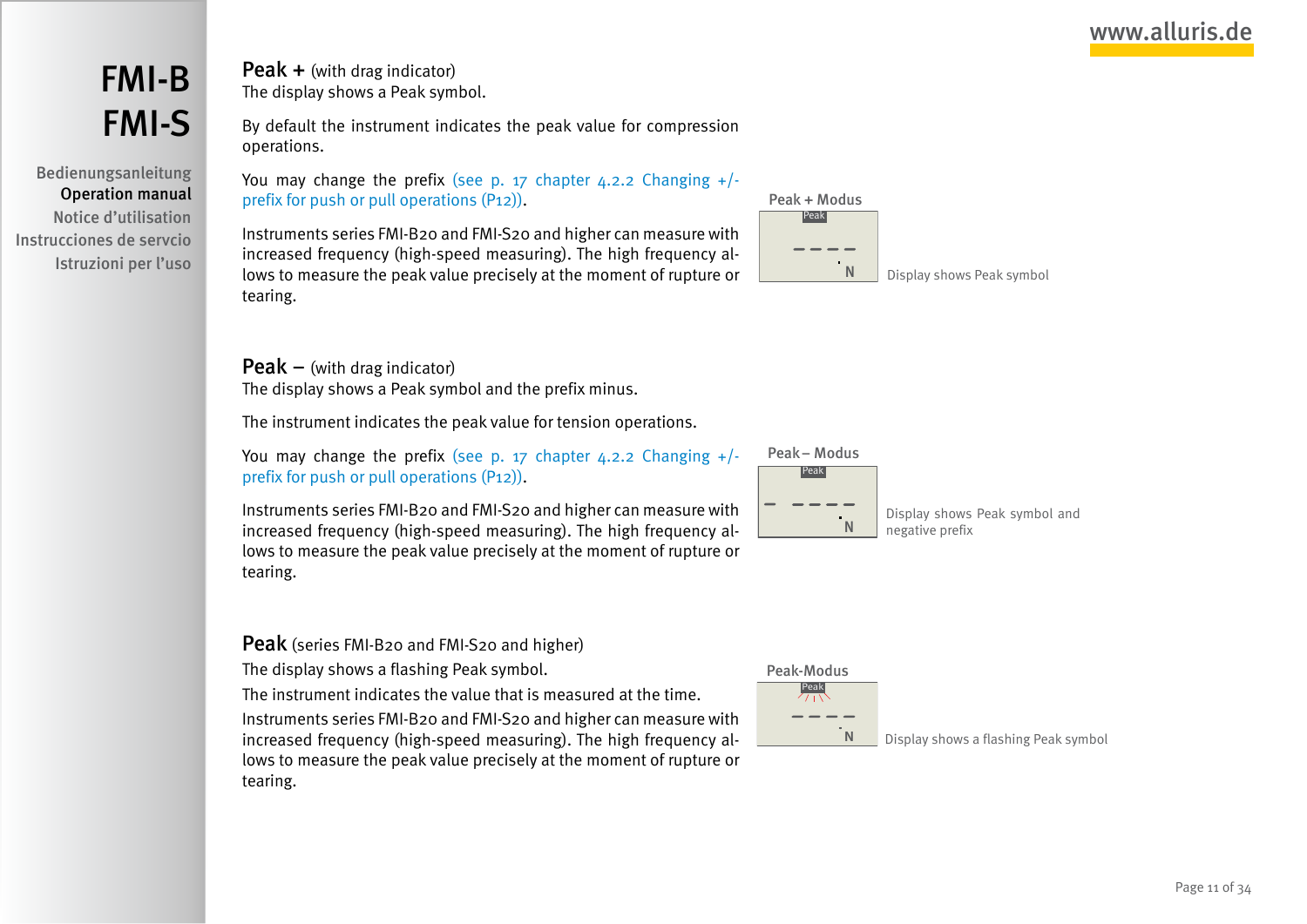# FMI-B FMI-S

Bedienungsanleitung
Operation manual
Notice d'utilisation
Instrucciones de servicio
Istruzioni per l'uso

## Peak + (with drag indicator)

The display shows a Peak symbol.

By default the instrument indicates the peak value for compression operations.

You may change the prefix (see p. 17 chapter 4.2.2 Changing +/- prefix for push or pull operations (P12)).

Instruments series FMI-B20 and FMI-S20 and higher can measure with increased frequency (high-speed measuring). The high frequency allows to measure the peak value precisely at the moment of rupture or tearing.

Peak + Modus

Display shows Peak symbol

## Peak – (with drag indicator)

The display shows a Peak symbol and the prefix minus.

The instrument indicates the peak value for tension operations.

You may change the prefix (see p. 17 chapter 4.2.2 Changing +/- prefix for push or pull operations (P12)).

Instruments series FMI-B20 and FMI-S20 and higher can measure with increased frequency (high-speed measuring). The high frequency allows to measure the peak value precisely at the moment of rupture or tearing.

Peak – Modus

Display shows Peak symbol and negative prefix

## Peak (series FMI-B20 and FMI-S20 and higher)

The display shows a flashing Peak symbol.

The instrument indicates the value that is measured at the time.

Instruments series FMI-B20 and FMI-S20 and higher can measure with increased frequency (high-speed measuring). The high frequency allows to measure the peak value precisely at the moment of rupture or tearing.

Peak-Modus

Display shows a flashing Peak symbol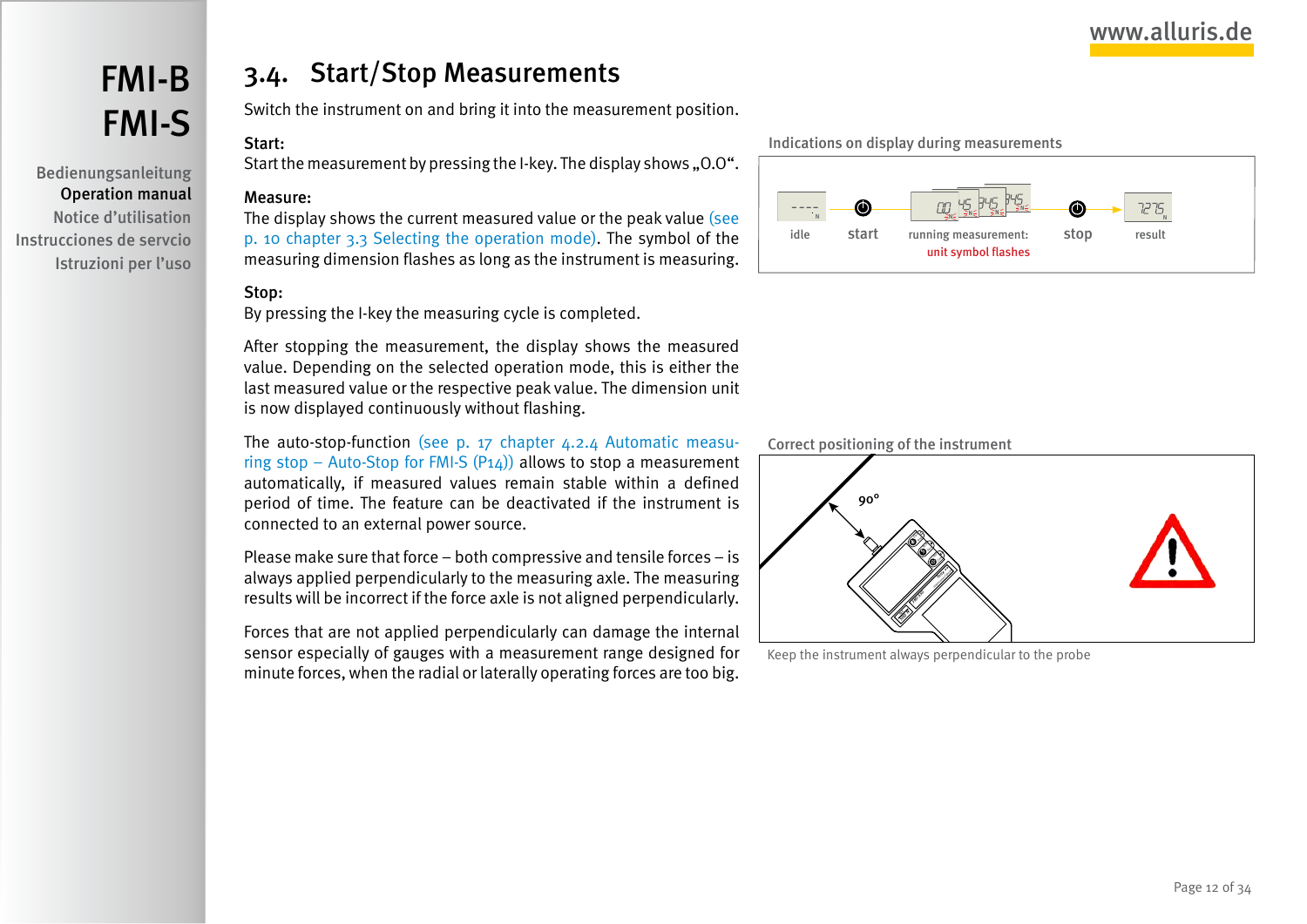## 3.4. Start/Stop Measurements

Switch the instrument on and bring it into the measurement position.

**Start:**
Start the measurement by pressing the I-key. The display shows „0.0“.

**Measure:**
The display shows the current measured value or the peak value (see p. 10 chapter 3.3 Selecting the operation mode). The symbol of the measuring dimension flashes as long as the instrument is measuring.

**Stop:**
By pressing the I-key the measuring cycle is completed.

After stopping the measurement, the display shows the measured value. Depending on the selected operation mode, this is either the last measured value or the respective peak value. The dimension unit is now displayed continuously without flashing.

The auto-stop-function (see p. 17 chapter 4.2.4 Automatic measuring stop – Auto-Stop for FMI-S (P14)) allows to stop a measurement automatically, if measured values remain stable within a defined period of time. The feature can be deactivated if the instrument is connected to an external power source.

Please make sure that force – both compressive and tensile forces – is always applied perpendicularly to the measuring axle. The measuring results will be incorrect if the force axle is not aligned perpendicularly.

Forces that are not applied perpendicularly can damage the internal sensor especially of gauges with a measurement range designed for minute forces, when the radial or laterally operating forces are too big.

Indications on display during measurements

idle → start → running measurement: unit symbol flashes → stop → result

Correct positioning of the instrument

90°

Keep the instrument always perpendicular to the probe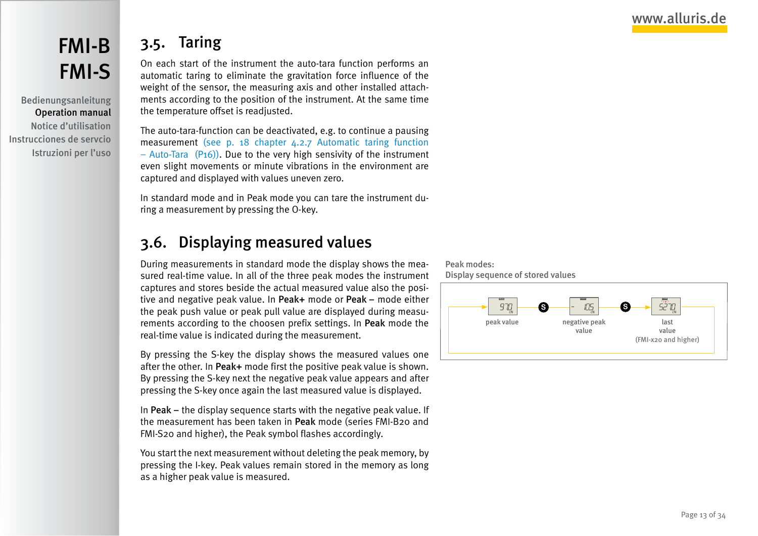## 3.5. Taring

On each start of the instrument the auto-tara function performs an automatic taring to eliminate the gravitation force influence of the weight of the sensor, the measuring axis and other installed attachments according to the position of the instrument. At the same time the temperature offset is readjusted.

The auto-tara-function can be deactivated, e.g. to continue a pausing measurement (see p. 18 chapter 4.2.7 Automatic taring function – Auto-Tara (P16)). Due to the very high sensivity of the instrument even slight movements or minute vibrations in the environment are captured and displayed with values uneven zero.

In standard mode and in Peak mode you can tare the instrument during a measurement by pressing the O-key.

## 3.6. Displaying measured values

During measurements in standard mode the display shows the measured real-time value. In all of the three peak modes the instrument captures and stores beside the actual measured value also the positive and negative peak value. In **Peak+** mode or **Peak –** mode either the peak push value or peak pull value are displayed during measurements according to the choosen prefix settings. In **Peak** mode the real-time value is indicated during the measurement.

By pressing the S-key the display shows the measured values one after the other. In **Peak+** mode first the positive peak value is shown. By pressing the S-key next the negative peak value appears and after pressing the S-key once again the last measured value is displayed.

In **Peak –** the display sequence starts with the negative peak value. If the measurement has been taken in **Peak** mode (series FMI-B20 and FMI-S20 and higher), the Peak symbol flashes accordingly.

You start the next measurement without deleting the peak memory, by pressing the I-key. Peak values remain stored in the memory as long as a higher peak value is measured.

Peak modes:
Display sequence of stored values

peak value → S → negative peak value → S → last value (FMI-x20 and higher)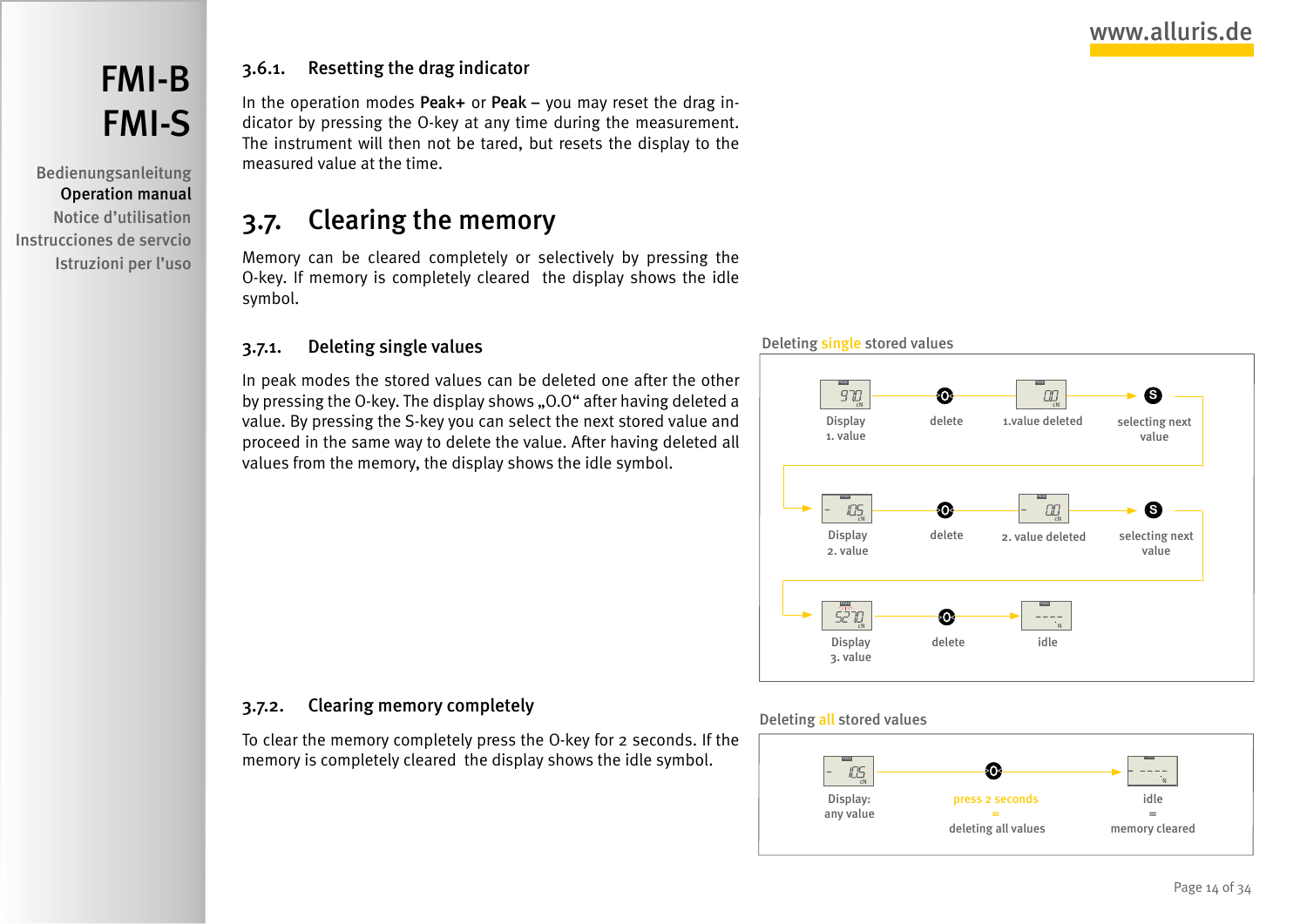### 3.6.1. Resetting the drag indicator

In the operation modes **Peak+** or **Peak –** you may reset the drag indicator by pressing the O-key at any time during the measurement. The instrument will then not be tared, but resets the display to the measured value at the time.

## 3.7. Clearing the memory

Memory can be cleared completely or selectively by pressing the O-key. If memory is completely cleared the display shows the idle symbol.

### 3.7.1. Deleting single values

In peak modes the stored values can be deleted one after the other by pressing the O-key. The display shows „0.0“ after having deleted a value. By pressing the S-key you can select the next stored value and proceed in the same way to delete the value. After having deleted all values from the memory, the display shows the idle symbol.

Deleting single stored values

Display 1. value → delete → 1.value deleted → selecting next value

Display 2. value → delete → 2. value deleted → selecting next value

Display 3. value → delete → idle

### 3.7.2. Clearing memory completely

To clear the memory completely press the O-key for 2 seconds. If the memory is completely cleared the display shows the idle symbol.

Deleting all stored values

Display: any value → press 2 seconds = deleting all values → idle = memory cleared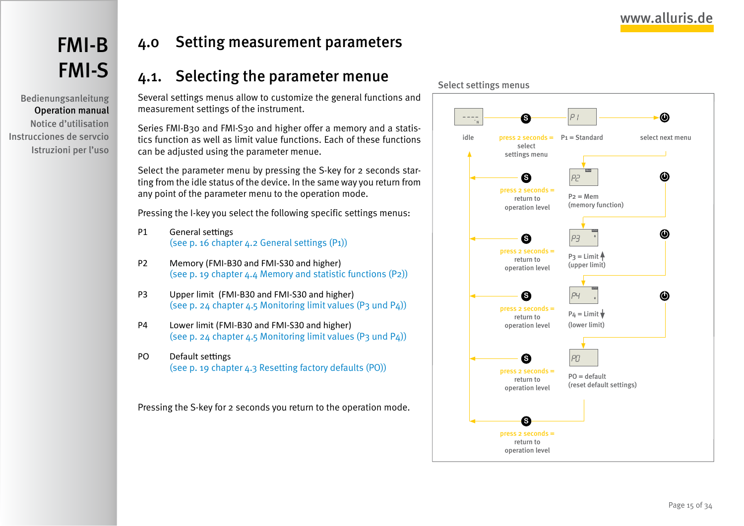# 4.0 Setting measurement parameters

## 4.1. Selecting the parameter menue

Several settings menus allow to customize the general functions and measurement settings of the instrument.

Series FMI-B30 and FMI-S30 and higher offer a memory and a statistics function as well as limit value functions. Each of these functions can be adjusted using the parameter menue.

Select the parameter menu by pressing the S-key for 2 seconds starting from the idle status of the device. In the same way you return from any point of the parameter menu to the operation mode.

Pressing the I-key you select the following specific settings menus:

P1 General settings
(see p. 16 chapter 4.2 General settings (P1))

P2 Memory (FMI-B30 and FMI-S30 and higher)
(see p. 19 chapter 4.4 Memory and statistic functions (P2))

P3 Upper limit (FMI-B30 and FMI-S30 and higher)
(see p. 24 chapter 4.5 Monitoring limit values (P3 und P4))

P4 Lower limit (FMI-B30 and FMI-S30 and higher)
(see p. 24 chapter 4.5 Monitoring limit values (P3 und P4))

PO Default settings
(see p. 19 chapter 4.3 Resetting factory defaults (PO))

Pressing the S-key for 2 seconds you return to the operation mode.

**Select settings menus**

- idle → press 2 seconds = select settings menu → P1 = Standard → select next menu
- P2 = Mem (memory function) — press 2 seconds = return to operation level
- P3 = Limit ▲ (upper limit) — press 2 seconds = return to operation level
- P4 = Limit ▼ (lower limit) — press 2 seconds = return to operation level
- PO = default (reset default settings) — press 2 seconds = return to operation level
- press 2 seconds = return to operation level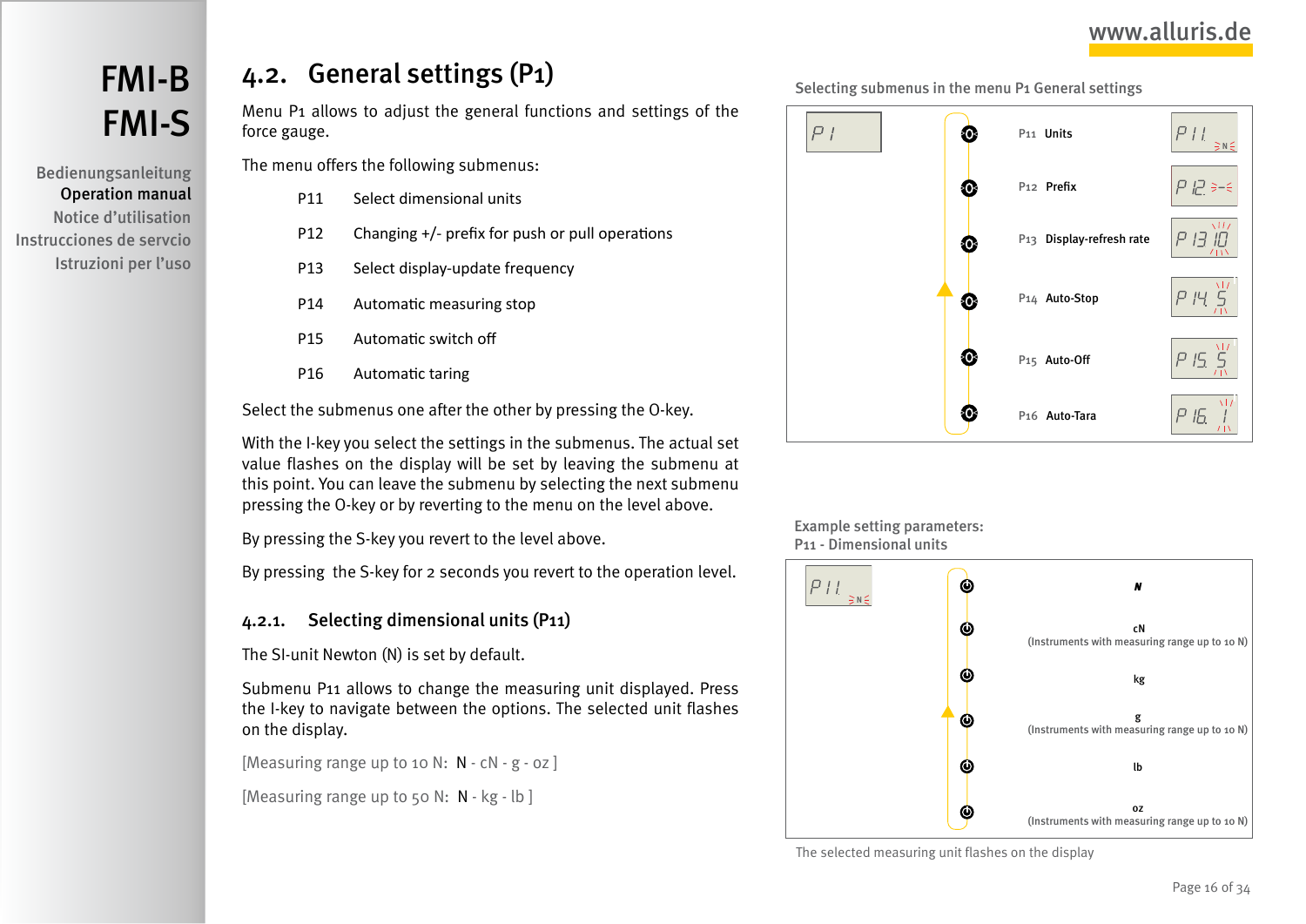# 4.2. General settings (P1)

Menu P1 allows to adjust the general functions and settings of the force gauge.

The menu offers the following submenus:

| | |
|---|---|
| P11 | Select dimensional units |
| P12 | Changing +/- prefix for push or pull operations |
| P13 | Select display-update frequency |
| P14 | Automatic measuring stop |
| P15 | Automatic switch off |
| P16 | Automatic taring |

Select the submenus one after the other by pressing the O-key.

With the I-key you select the settings in the submenus. The actual set value flashes on the display will be set by leaving the submenu at this point. You can leave the submenu by selecting the next submenu pressing the O-key or by reverting to the menu on the level above.

By pressing the S-key you revert to the level above.

By pressing the S-key for 2 seconds you revert to the operation level.

## 4.2.1. Selecting dimensional units (P11)

The SI-unit Newton (N) is set by default.

Submenu P11 allows to change the measuring unit displayed. Press the I-key to navigate between the options. The selected unit flashes on the display.

[Measuring range up to 10 N: N - cN - g - oz ]

[Measuring range up to 50 N: N - kg - lb ]

Selecting submenus in the menu P1 General settings

- P11 Units
- P12 Prefix
- P13 Display-refresh rate
- P14 Auto-Stop
- P15 Auto-Off
- P16 Auto-Tara

Example setting parameters:
P11 - Dimensional units

- N
- cN (Instruments with measuring range up to 10 N)
- kg
- g (Instruments with measuring range up to 10 N)
- lb
- oz (Instruments with measuring range up to 10 N)

The selected measuring unit flashes on the display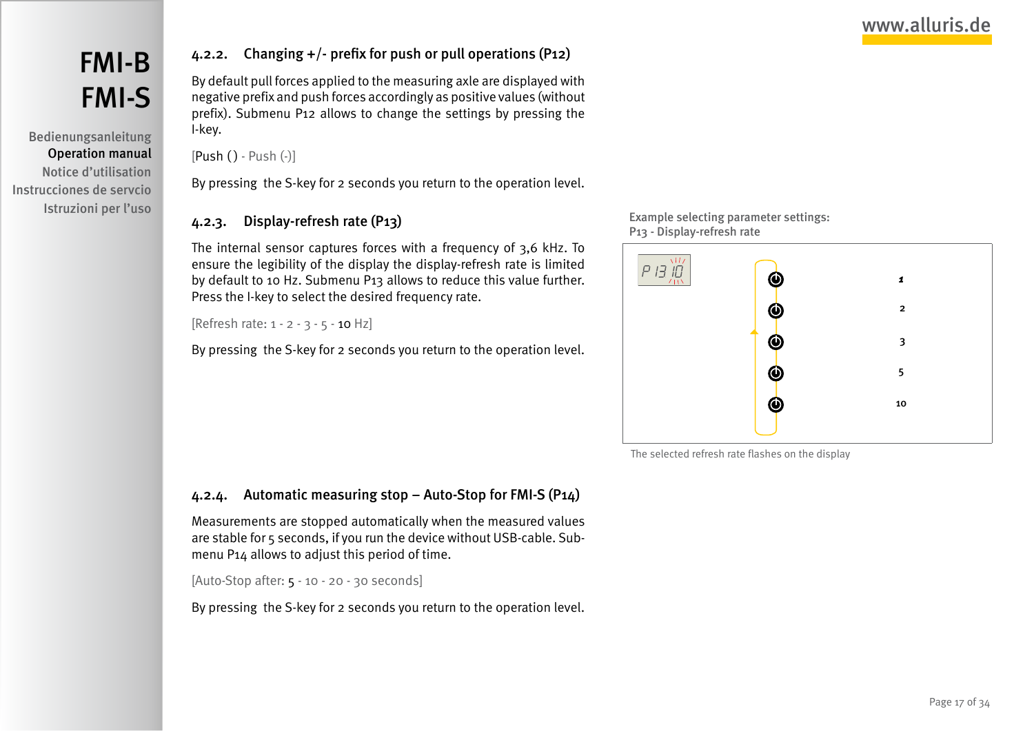#### 4.2.2. Changing +/- prefix for push or pull operations (P12)

By default pull forces applied to the measuring axle are displayed with negative prefix and push forces accordingly as positive values (without prefix). Submenu P12 allows to change the settings by pressing the I-key.

[Push () - Push (-)]

By pressing the S-key for 2 seconds you return to the operation level.

#### 4.2.3. Display-refresh rate (P13)

The internal sensor captures forces with a frequency of 3,6 kHz. To ensure the legibility of the display the display-refresh rate is limited by default to 10 Hz. Submenu P13 allows to reduce this value further. Press the I-key to select the desired frequency rate.

[Refresh rate: 1 - 2 - 3 - 5 - 10 Hz]

By pressing the S-key for 2 seconds you return to the operation level.

Example selecting parameter settings:
P13 - Display-refresh rate

P 13 10

1
2
3
5
10

The selected refresh rate flashes on the display

#### 4.2.4. Automatic measuring stop – Auto-Stop for FMI-S (P14)

Measurements are stopped automatically when the measured values are stable for 5 seconds, if you run the device without USB-cable. Submenu P14 allows to adjust this period of time.

[Auto-Stop after: 5 - 10 - 20 - 30 seconds]

By pressing the S-key for 2 seconds you return to the operation level.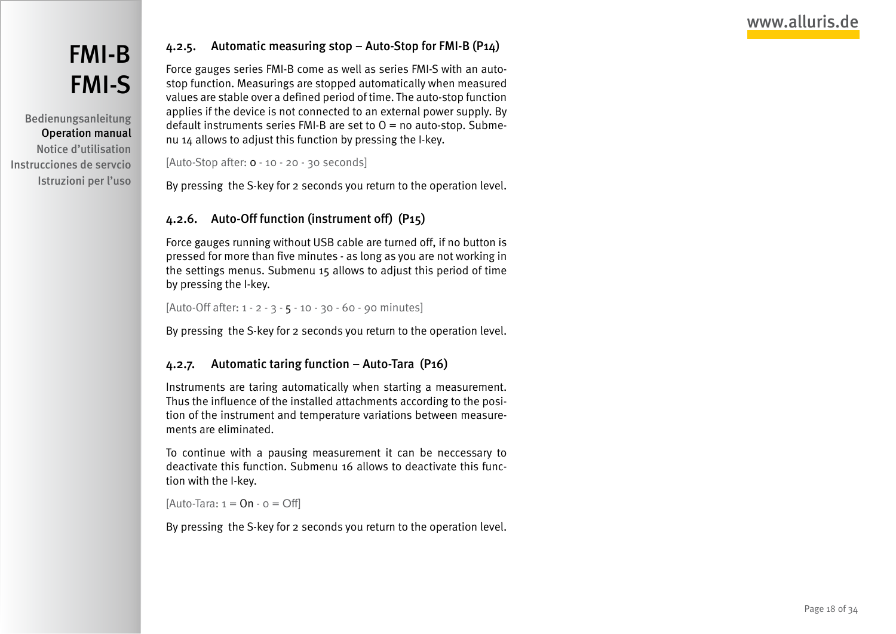### 4.2.5. Automatic measuring stop – Auto-Stop for FMI-B (P14)

Force gauges series FMI-B come as well as series FMI-S with an auto-stop function. Measurings are stopped automatically when measured values are stable over a defined period of time. The auto-stop function applies if the device is not connected to an external power supply. By default instruments series FMI-B are set to O = no auto-stop. Submenu 14 allows to adjust this function by pressing the I-key.

[Auto-Stop after: 0 - 10 - 20 - 30 seconds]

By pressing the S-key for 2 seconds you return to the operation level.

### 4.2.6. Auto-Off function (instrument off) (P15)

Force gauges running without USB cable are turned off, if no button is pressed for more than five minutes - as long as you are not working in the settings menus. Submenu 15 allows to adjust this period of time by pressing the I-key.

[Auto-Off after: 1 - 2 - 3 - 5 - 10 - 30 - 60 - 90 minutes]

By pressing the S-key for 2 seconds you return to the operation level.

### 4.2.7. Automatic taring function – Auto-Tara (P16)

Instruments are taring automatically when starting a measurement. Thus the influence of the installed attachments according to the position of the instrument and temperature variations between measurements are eliminated.

To continue with a pausing measurement it can be neccessary to deactivate this function. Submenu 16 allows to deactivate this function with the I-key.

[Auto-Tara: 1 = On - 0 = Off]

By pressing the S-key for 2 seconds you return to the operation level.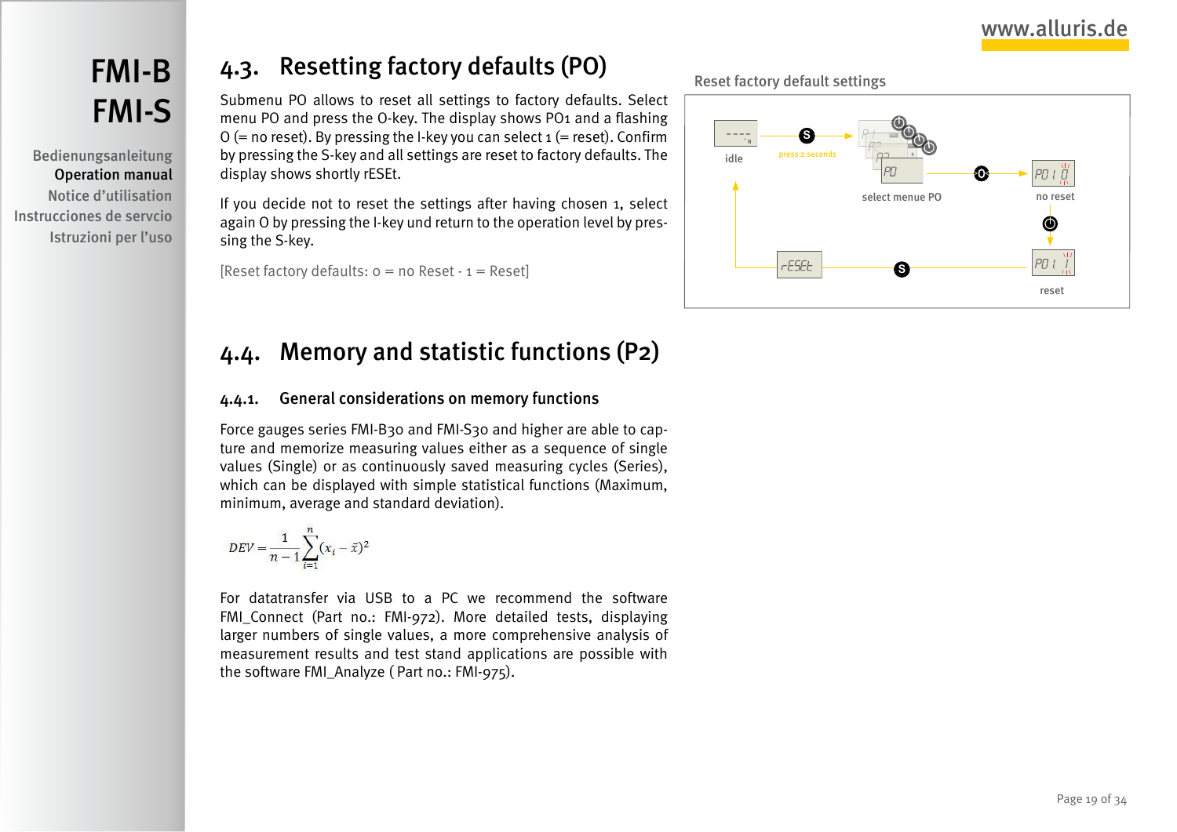## 4.3. Resetting factory defaults (PO)

Submenu PO allows to reset all settings to factory defaults. Select menu PO and press the O-key. The display shows PO1 and a flashing O (= no reset). By pressing the I-key you can select 1 (= reset). Confirm by pressing the S-key and all settings are reset to factory defaults. The display shows shortly rESEt.

If you decide not to reset the settings after having chosen 1, select again O by pressing the I-key und return to the operation level by pressing the S-key.

[Reset factory defaults: 0 = no Reset - 1 = Reset]

Reset factory default settings

idle — press 2 seconds — select menue PO — no reset — reset — rESEt

## 4.4. Memory and statistic functions (P2)

### 4.4.1. General considerations on memory functions

Force gauges series FMI-B30 and FMI-S30 and higher are able to capture and memorize measuring values either as a sequence of single values (Single) or as continuously saved measuring cycles (Series), which can be displayed with simple statistical functions (Maximum, minimum, average and standard deviation).

$$DEV = \frac{1}{n-1}\sum_{i=1}^{n}(x_i - \bar{x})^2$$

For datatransfer via USB to a PC we recommend the software FMI_Connect (Part no.: FMI-972). More detailed tests, displaying larger numbers of single values, a more comprehensive analysis of measurement results and test stand applications are possible with the software FMI_Analyze ( Part no.: FMI-975).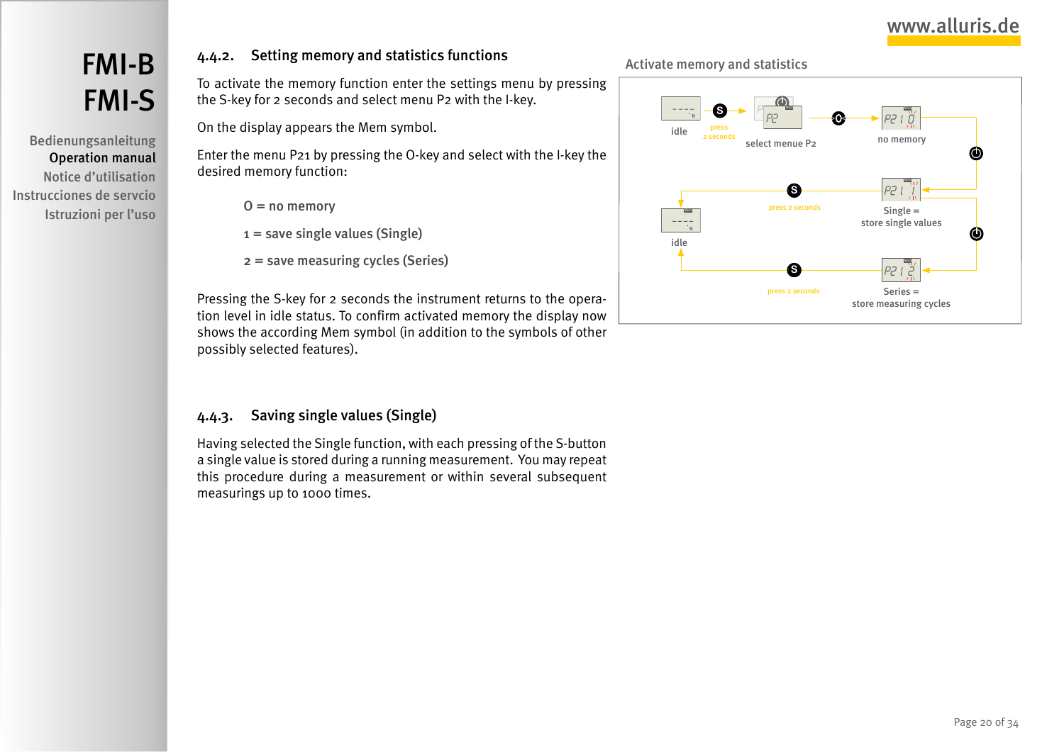# FMI-B FMI-S

Bedienungsanleitung
**Operation manual**
Notice d'utilisation
Instrucciones de servcio
Istruzioni per l'uso

### 4.4.2. Setting memory and statistics functions

To activate the memory function enter the settings menu by pressing the S-key for 2 seconds and select menu P2 with the I-key.

On the display appears the Mem symbol.

Enter the menu P21 by pressing the O-key and select with the I-key the desired memory function:

- 0 = no memory
- 1 = save single values (Single)
- 2 = save measuring cycles (Series)

Pressing the S-key for 2 seconds the instrument returns to the operation level in idle status. To confirm activated memory the display now shows the according Mem symbol (in addition to the symbols of other possibly selected features).

Activate memory and statistics

idle — S press 2 seconds — select menue P2 — O — P21 0 no memory

P21 1 Single = store single values — S press 2 seconds — idle

P21 2 Series = store measuring cycles — S press 2 seconds — idle

### 4.4.3. Saving single values (Single)

Having selected the Single function, with each pressing of the S-button a single value is stored during a running measurement. You may repeat this procedure during a measurement or within several subsequent measurings up to 1000 times.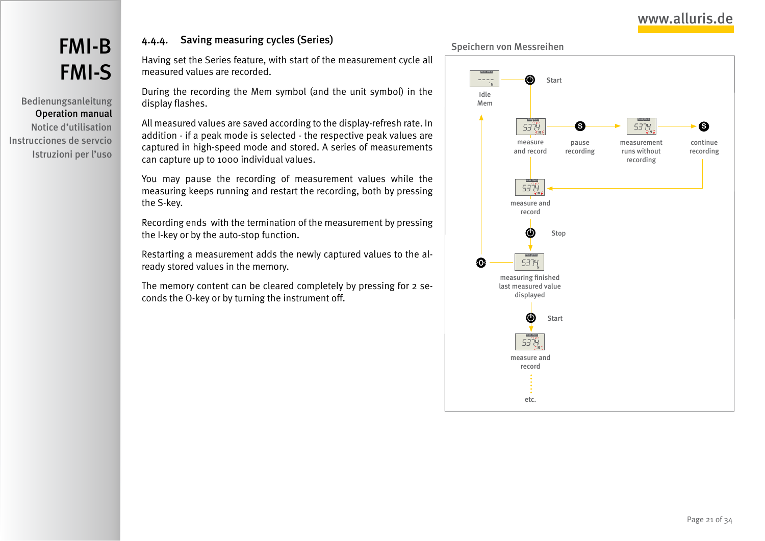#### 4.4.4. Saving measuring cycles (Series)

Having set the Series feature, with start of the measurement cycle all measured values are recorded.

During the recording the Mem symbol (and the unit symbol) in the display flashes.

All measured values are saved according to the display-refresh rate. In addition - if a peak mode is selected - the respective peak values are captured in high-speed mode and stored. A series of measurements can capture up to 1000 individual values.

You may pause the recording of measurement values while the measuring keeps running and restart the recording, both by pressing the S-key.

Recording ends with the termination of the measurement by pressing the I-key or by the auto-stop function.

Restarting a measurement adds the newly captured values to the already stored values in the memory.

The memory content can be cleared completely by pressing for 2 seconds the O-key or by turning the instrument off.

Speichern von Messreihen

Idle Mem — Start → measure and record — S → pause recording → measurement runs without recording — S → continue recording → measure and record — Stop → measuring finished last measured value displayed — Start → measure and record — etc.

(O-key from "measuring finished" returns to Idle Mem)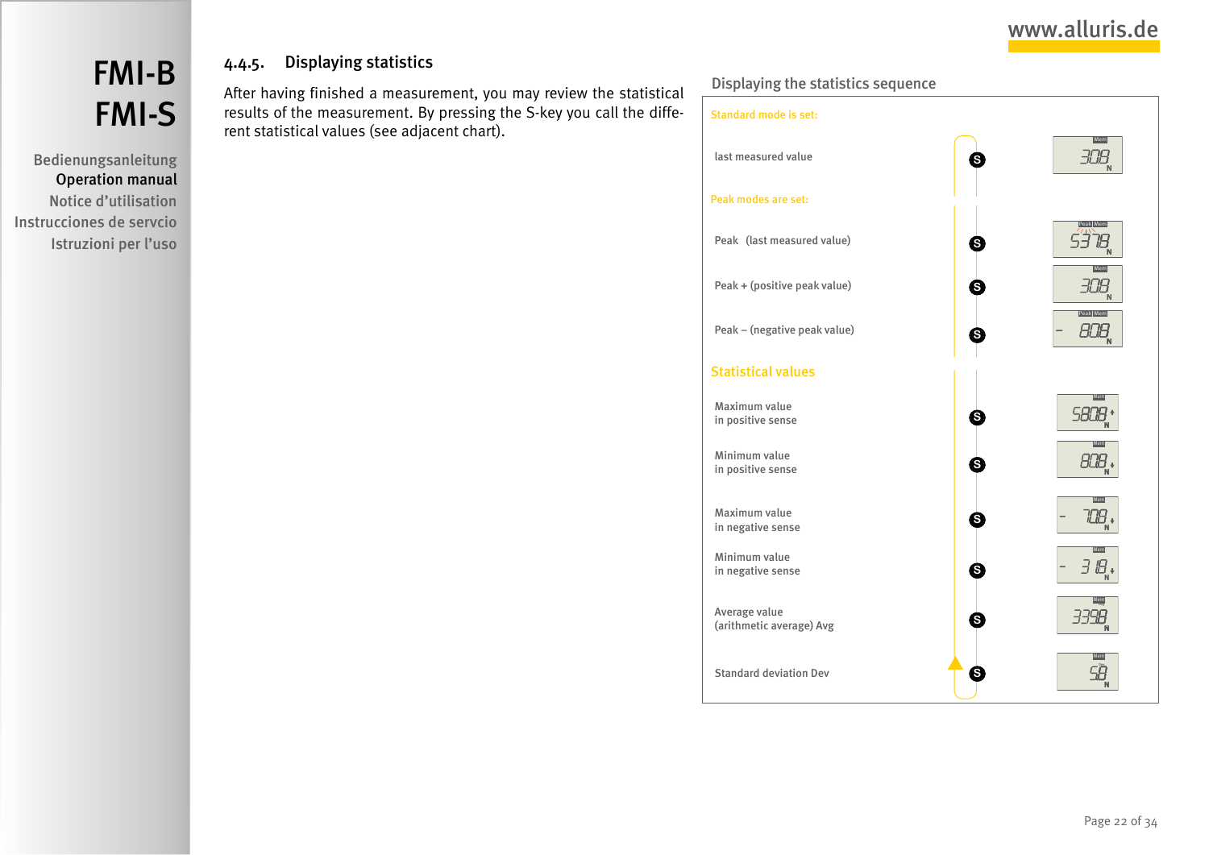### 4.4.5. Displaying statistics

After having finished a measurement, you may review the statistical results of the measurement. By pressing the S-key you call the different statistical values (see adjacent chart).

**Displaying the statistics sequence**

Standard mode is set:

| | Key | Display |
|---|---|---|
| last measured value | S | 308 N |

Peak modes are set:

| | Key | Display |
|---|---|---|
| Peak (last measured value) | S | 5318 N |
| Peak + (positive peak value) | S | 308 N |
| Peak – (negative peak value) | S | - 808 N |

**Statistical values**

| | Key | Display |
|---|---|---|
| Maximum value in positive sense | S | 5808 N |
| Minimum value in positive sense | S | 808 N |
| Maximum value in negative sense | S | - 708 N |
| Minimum value in negative sense | S | - 318 N |
| Average value (arithmetic average) Avg | S | 3398 N |
| Standard deviation Dev | S | 58 N |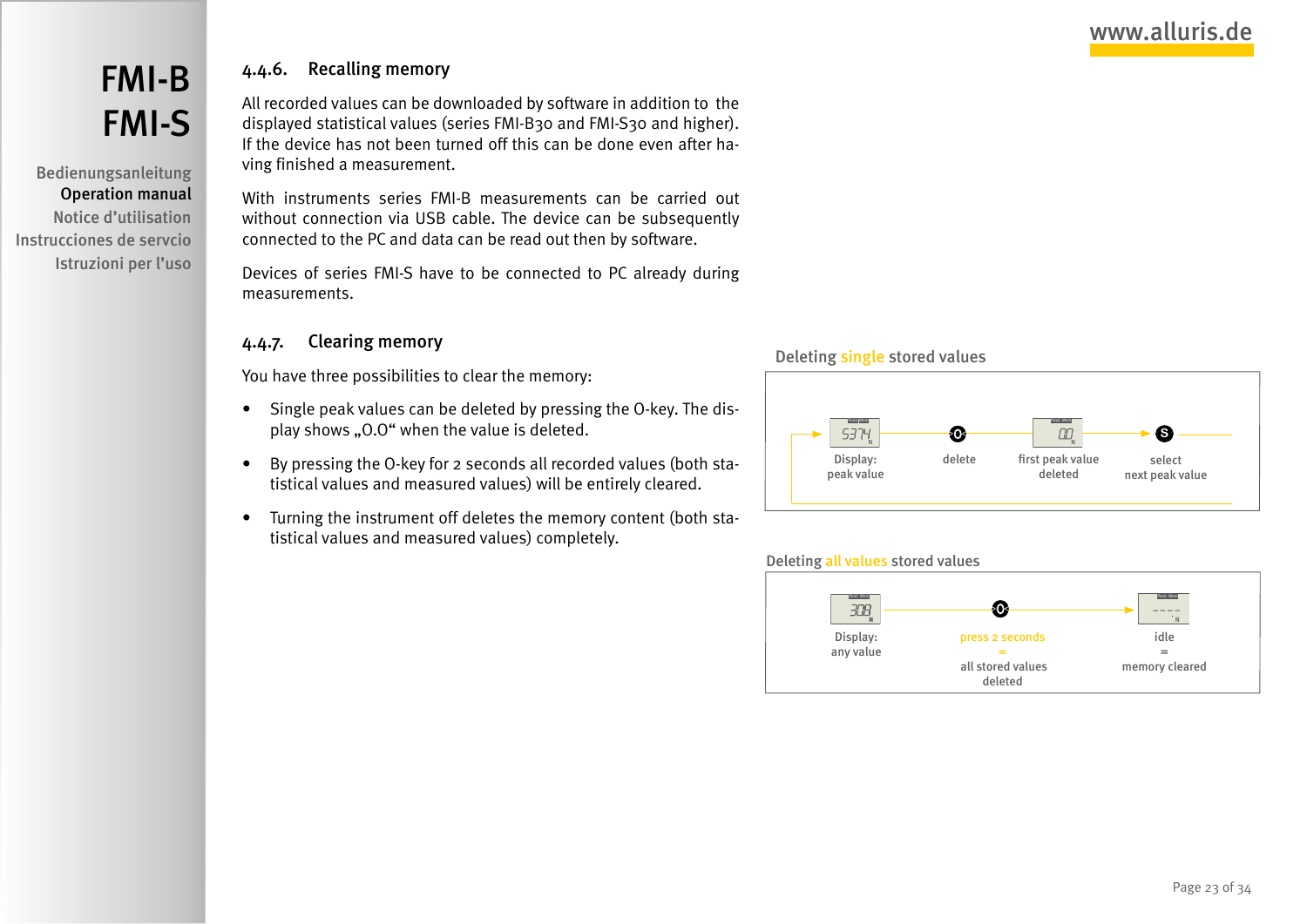# FMI-B FMI-S

Bedienungsanleitung
**Operation manual**
Notice d'utilisation
Instrucciones de servcio
Istruzioni per l'uso

## 4.4.6. Recalling memory

All recorded values can be downloaded by software in addition to the displayed statistical values (series FMI-B30 and FMI-S30 and higher). If the device has not been turned off this can be done even after having finished a measurement.

With instruments series FMI-B measurements can be carried out without connection via USB cable. The device can be subsequently connected to the PC and data can be read out then by software.

Devices of series FMI-S have to be connected to PC already during measurements.

## 4.4.7. Clearing memory

You have three possibilities to clear the memory:

- Single peak values can be deleted by pressing the O-key. The display shows „0.0“ when the value is deleted.
- By pressing the O-key for 2 seconds all recorded values (both statistical values and measured values) will be entirely cleared.
- Turning the instrument off deletes the memory content (both statistical values and measured values) completely.

**Deleting single stored values**

Display: peak value (5374) → O: delete → first peak value deleted (0.0) → S: select next peak value

**Deleting all values stored values**

Display: any value (308) → O: press 2 seconds = all stored values deleted → idle = memory cleared (- - - -)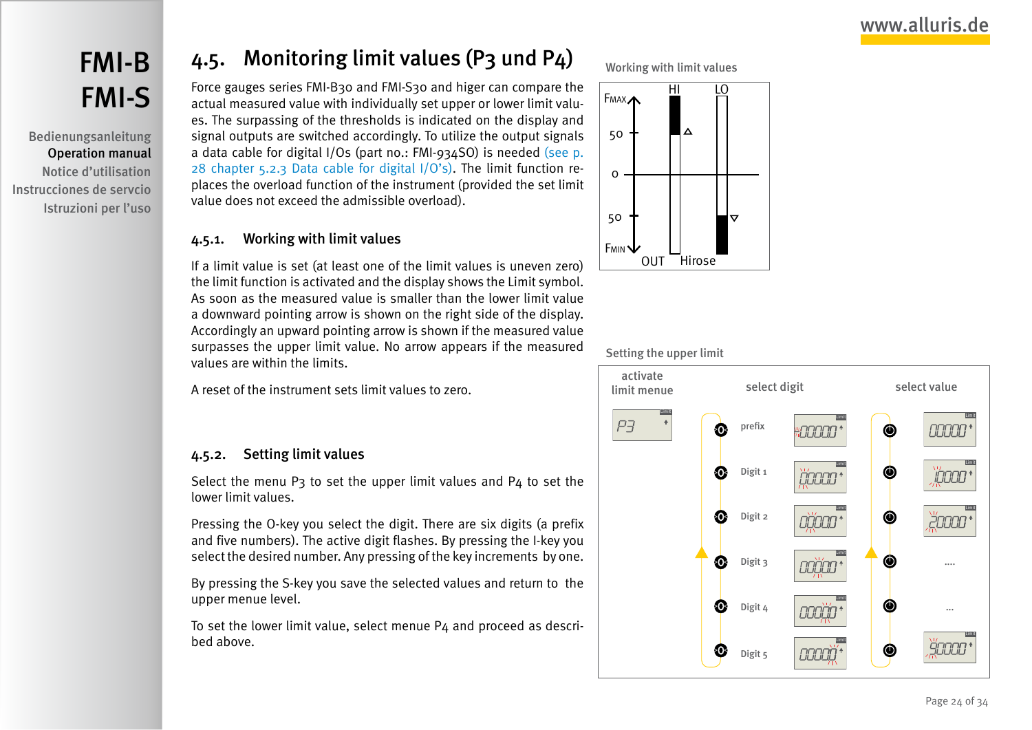## 4.5. Monitoring limit values (P3 und P4)

Force gauges series FMI-B30 and FMI-S30 and higer can compare the actual measured value with individually set upper or lower limit values. The surpassing of the thresholds is indicated on the display and signal outputs are switched accordingly. To utilize the output signals a data cable for digital I/Os (part no.: FMI-934SO) is needed (see p. 28 chapter 5.2.3 Data cable for digital I/O's). The limit function replaces the overload function of the instrument (provided the set limit value does not exceed the admissible overload).

### 4.5.1. Working with limit values

If a limit value is set (at least one of the limit values is uneven zero) the limit function is activated and the display shows the Limit symbol. As soon as the measured value is smaller than the lower limit value a downward pointing arrow is shown on the right side of the display. Accordingly an upward pointing arrow is shown if the measured value surpasses the upper limit value. No arrow appears if the measured values are within the limits.

A reset of the instrument sets limit values to zero.

### 4.5.2. Setting limit values

Select the menu P3 to set the upper limit values and P4 to set the lower limit values.

Pressing the O-key you select the digit. There are six digits (a prefix and five numbers). The active digit flashes. By pressing the I-key you select the desired number. Any pressing of the key increments by one.

By pressing the S-key you save the selected values and return to the upper menue level.

To set the lower limit value, select menue P4 and proceed as described above.

Working with limit values

Setting the upper limit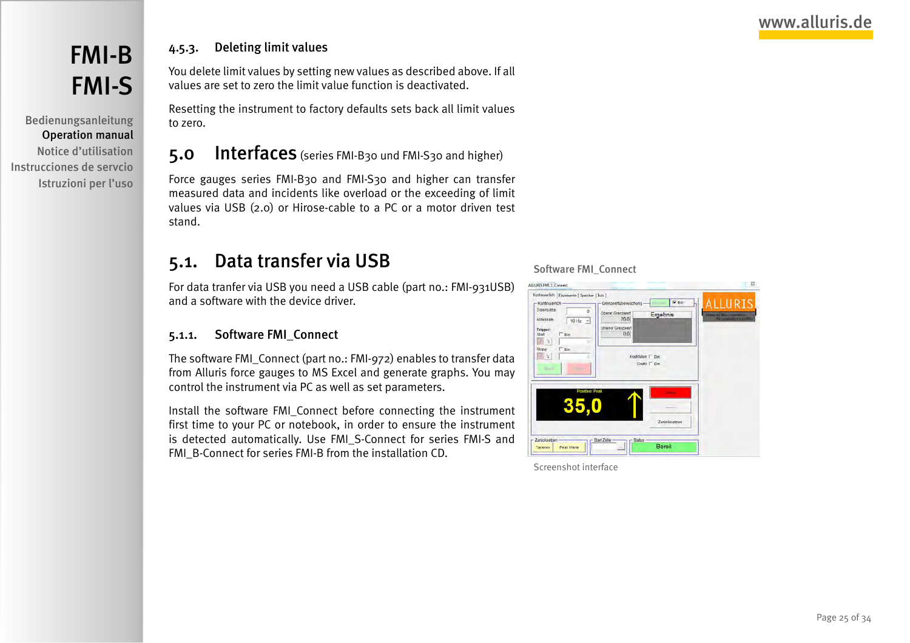### 4.5.3. Deleting limit values

You delete limit values by setting new values as described above. If all values are set to zero the limit value function is deactivated.

Resetting the instrument to factory defaults sets back all limit values to zero.

# 5.0 Interfaces (series FMI-B30 und FMI-S30 and higher)

Force gauges series FMI-B30 and FMI-S30 and higher can transfer measured data and incidents like overload or the exceeding of limit values via USB (2.0) or Hirose-cable to a PC or a motor driven test stand.

## 5.1. Data transfer via USB

For data tranfer via USB you need a USB cable (part no.: FMI-931USB) and a software with the device driver.

### 5.1.1. Software FMI_Connect

The software FMI_Connect (part no.: FMI-972) enables to transfer data from Alluris force gauges to MS Excel and generate graphs. You may control the instrument via PC as well as set parameters.

Install the software FMI_Connect before connecting the instrument first time to your PC or notebook, in order to ensure the instrument is detected automatically. Use FMI_S-Connect for series FMI-S and FMI_B-Connect for series FMI-B from the installation CD.

Software FMI_Connect

Screenshot interface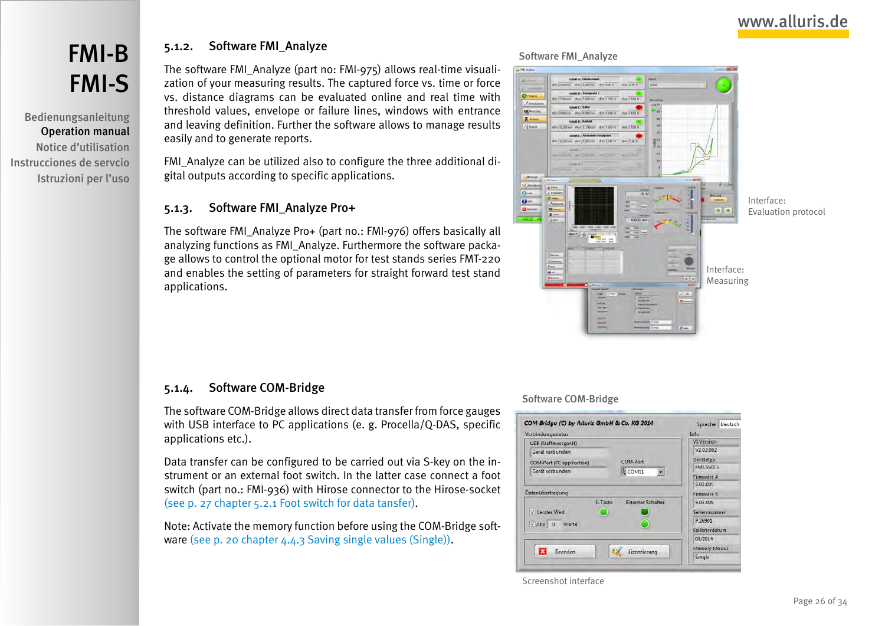### 5.1.2. Software FMI_Analyze

The software FMI_Analyze (part no: FMI-975) allows real-time visualization of your measuring results. The captured force vs. time or force vs. distance diagrams can be evaluated online and real time with threshold values, envelope or failure lines, windows with entrance and leaving definition. Further the software allows to manage results easily and to generate reports.

FMI_Analyze can be utilized also to configure the three additional digital outputs according to specific applications.

Software FMI_Analyze

Interface:
Evaluation protocol

Interface:
Measuring

### 5.1.3. Software FMI_Analyze Pro+

The software FMI_Analyze Pro+ (part no.: FMI-976) offers basically all analyzing functions as FMI_Analyze. Furthermore the software package allows to control the optional motor for test stands series FMT-220 and enables the setting of parameters for straight forward test stand applications.

### 5.1.4. Software COM-Bridge

The software COM-Bridge allows direct data transfer from force gauges with USB interface to PC applications (e. g. Procella/Q-DAS, specific applications etc.).

Data transfer can be configured to be carried out via S-key on the instrument or an external foot switch. In the latter case connect a foot switch (part no.: FMI-936) with Hirose connector to the Hirose-socket (see p. 27 chapter 5.2.1 Foot switch for data tansfer).

Note: Activate the memory function before using the COM-Bridge software (see p. 20 chapter 4.4.3 Saving single values (Single)).

Software COM-Bridge

Screenshot interface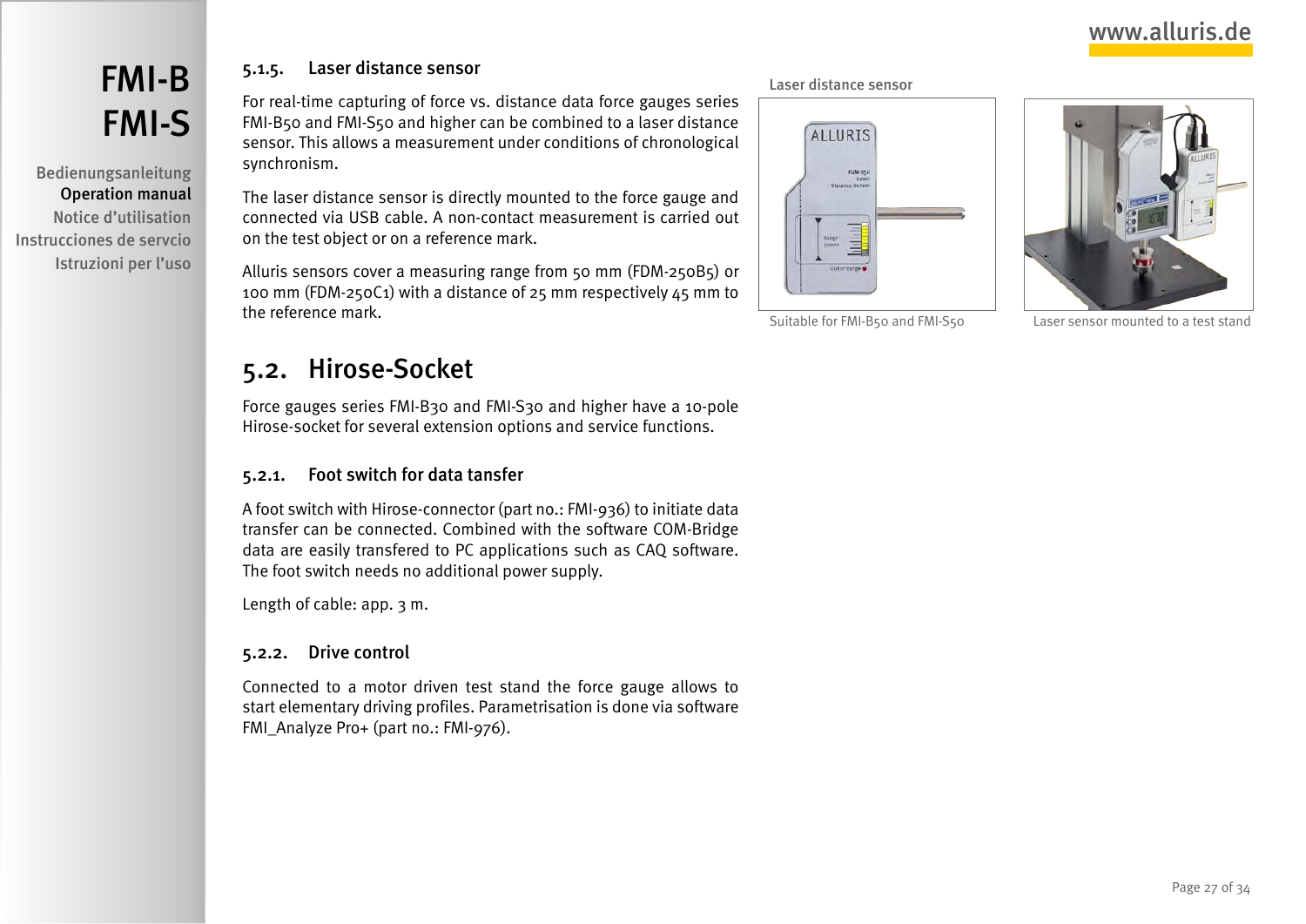#### 5.1.5. Laser distance sensor

For real-time capturing of force vs. distance data force gauges series FMI-B50 and FMI-S50 and higher can be combined to a laser distance sensor. This allows a measurement under conditions of chronological synchronism.

The laser distance sensor is directly mounted to the force gauge and connected via USB cable. A non-contact measurement is carried out on the test object or on a reference mark.

Alluris sensors cover a measuring range from 50 mm (FDM-250B5) or 100 mm (FDM-250C1) with a distance of 25 mm respectively 45 mm to the reference mark.

Laser distance sensor

Suitable for FMI-B50 and FMI-S50

Laser sensor mounted to a test stand

## 5.2. Hirose-Socket

Force gauges series FMI-B30 and FMI-S30 and higher have a 10-pole Hirose-socket for several extension options and service functions.

### 5.2.1. Foot switch for data tansfer

A foot switch with Hirose-connector (part no.: FMI-936) to initiate data transfer can be connected. Combined with the software COM-Bridge data are easily transfered to PC applications such as CAQ software. The foot switch needs no additional power supply.

Length of cable: app. 3 m.

### 5.2.2. Drive control

Connected to a motor driven test stand the force gauge allows to start elementary driving profiles. Parametrisation is done via software FMI_Analyze Pro+ (part no.: FMI-976).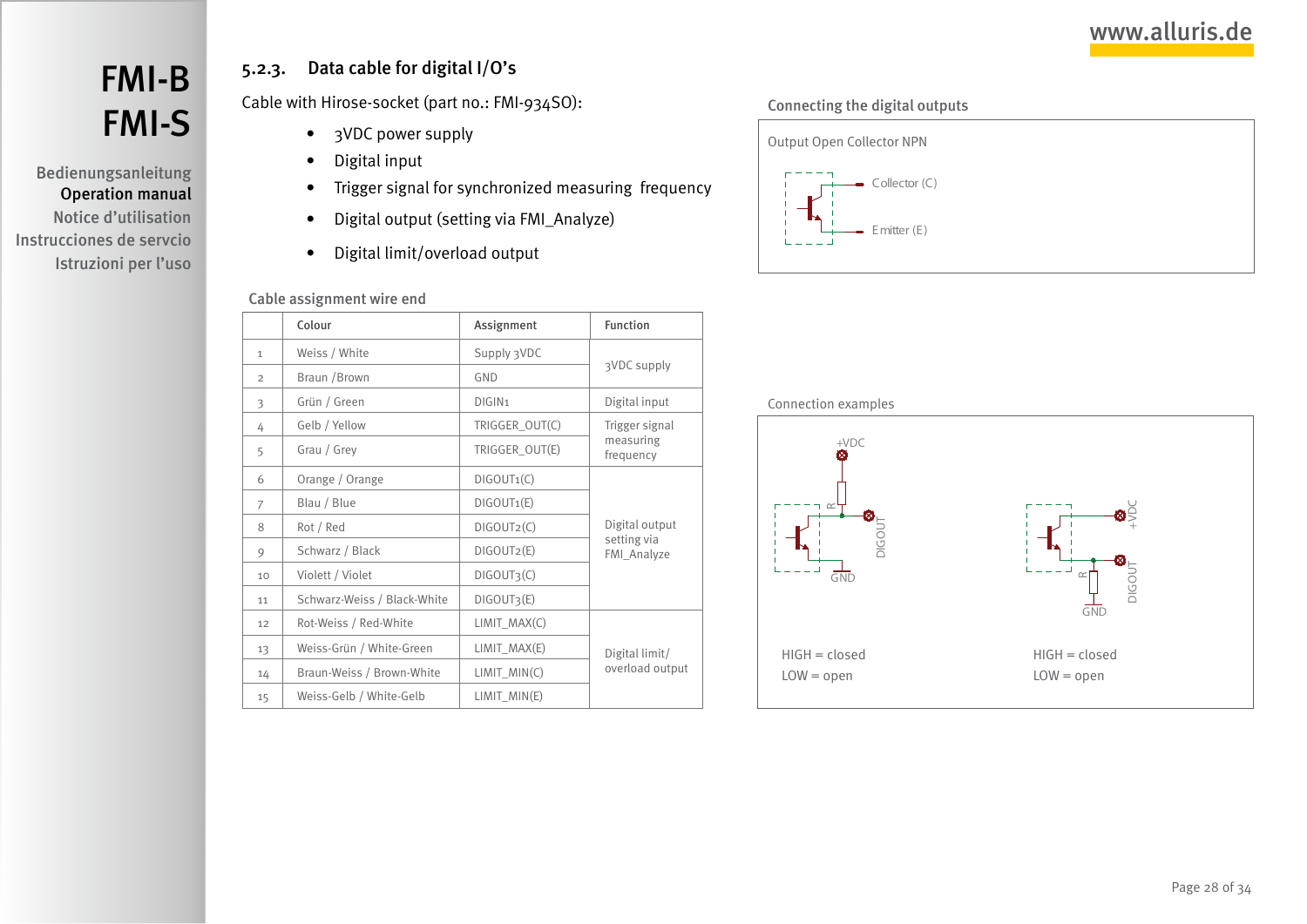### 5.2.3. Data cable for digital I/O's

Cable with Hirose-socket (part no.: FMI-934SO):

- 3VDC power supply
- Digital input
- Trigger signal for synchronized measuring frequency
- Digital output (setting via FMI_Analyze)
- Digital limit/overload output

Cable assignment wire end

| | Colour | Assignment | Function |
|---|---|---|---|
| 1 | Weiss / White | Supply 3VDC | 3VDC supply |
| 2 | Braun /Brown | GND | |
| 3 | Grün / Green | DIGIN1 | Digital input |
| 4 | Gelb / Yellow | TRIGGER_OUT(C) | Trigger signal measuring frequency |
| 5 | Grau / Grey | TRIGGER_OUT(E) | |
| 6 | Orange / Orange | DIGOUT1(C) | Digital output setting via FMI_Analyze |
| 7 | Blau / Blue | DIGOUT1(E) | |
| 8 | Rot / Red | DIGOUT2(C) | |
| 9 | Schwarz / Black | DIGOUT2(E) | |
| 10 | Violett / Violet | DIGOUT3(C) | |
| 11 | Schwarz-Weiss / Black-White | DIGOUT3(E) | |
| 12 | Rot-Weiss / Red-White | LIMIT_MAX(C) | Digital limit/ overload output |
| 13 | Weiss-Grün / White-Green | LIMIT_MAX(E) | |
| 14 | Braun-Weiss / Brown-White | LIMIT_MIN(C) | |
| 15 | Weiss-Gelb / White-Gelb | LIMIT_MIN(E) | |

Connecting the digital outputs

Output Open Collector NPN

Collector (C)

Emitter (E)

Connection examples

+VDC R DIGOUT GND

+VDC DIGOUT R GND

HIGH = closed
LOW = open

HIGH = closed
LOW = open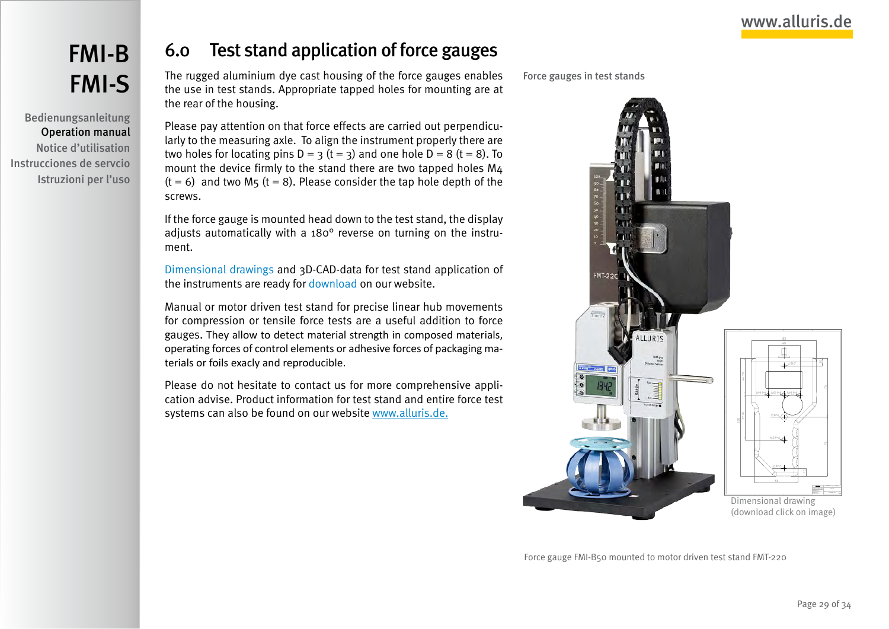## 6.0 Test stand application of force gauges

The rugged aluminium dye cast housing of the force gauges enables the use in test stands. Appropriate tapped holes for mounting are at the rear of the housing.

Please pay attention on that force effects are carried out perpendicularly to the measuring axle. To align the instrument properly there are two holes for locating pins D = 3 (t = 3) and one hole D = 8 (t = 8). To mount the device firmly to the stand there are two tapped holes M4 (t = 6) and two M5 (t = 8). Please consider the tap hole depth of the screws.

If the force gauge is mounted head down to the test stand, the display adjusts automatically with a 180° reverse on turning on the instrument.

Dimensional drawings and 3D-CAD-data for test stand application of the instruments are ready for download on our website.

Manual or motor driven test stand for precise linear hub movements for compression or tensile force tests are a useful addition to force gauges. They allow to detect material strength in composed materials, operating forces of control elements or adhesive forces of packaging materials or foils exacly and reproducible.

Please do not hesitate to contact us for more comprehensive application advise. Product information for test stand and entire force test systems can also be found on our website www.alluris.de.

Force gauges in test stands

Dimensional drawing
(download click on image)

Force gauge FMI-B50 mounted to motor driven test stand FMT-220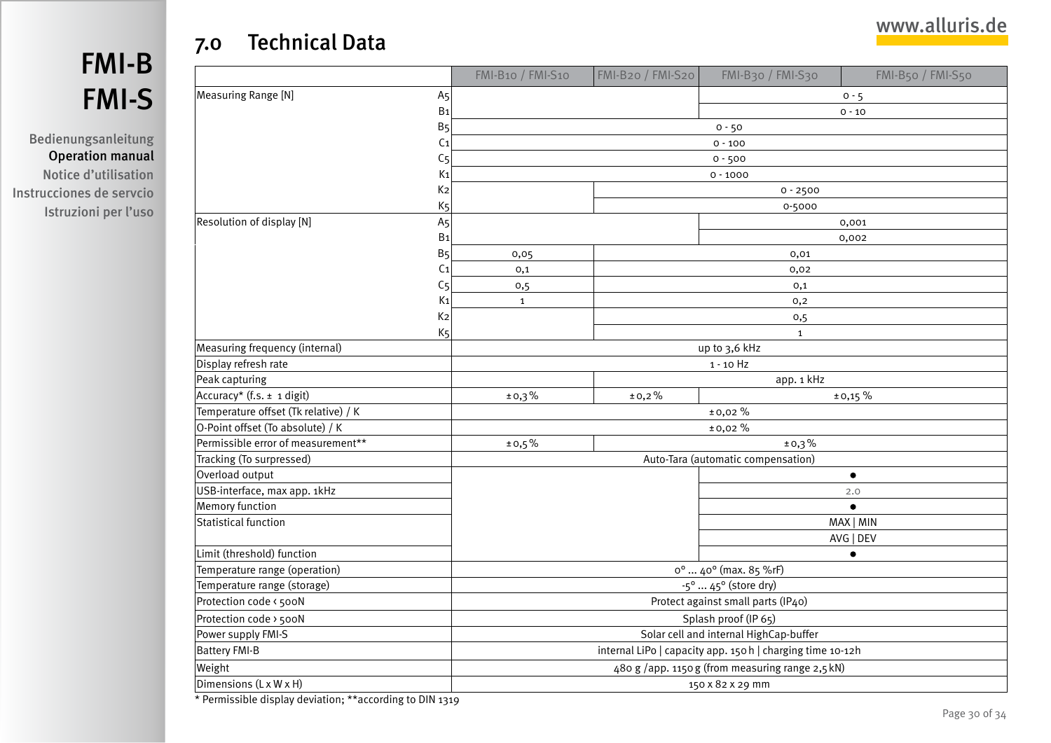# FMI-B
# FMI-S

Bedienungsanleitung
Operation manual
Notice d'utilisation
Instrucciones de servcio
Istruzioni per l'uso

## 7.0 Technical Data

| | | FMI-B10 / FMI-S10 | FMI-B20 / FMI-S20 | FMI-B30 / FMI-S30 | FMI-B50 / FMI-S50 |
|---|---|---|---|---|---|
| Measuring Range [N] | A5 | | | 0 - 5 | |
| | B1 | | | 0 - 10 | |
| | B5 | 0 - 50 | | | |
| | C1 | 0 - 100 | | | |
| | C5 | 0 - 500 | | | |
| | K1 | 0 - 1000 | | | |
| | K2 | | 0 - 2500 | | |
| | K5 | | 0-5000 | | |
| Resolution of display [N] | A5 | | | 0,001 | |
| | B1 | | | 0,002 | |
| | B5 | 0,05 | 0,01 | | |
| | C1 | 0,1 | 0,02 | | |
| | C5 | 0,5 | 0,1 | | |
| | K1 | 1 | 0,2 | | |
| | K2 | | 0,5 | | |
| | K5 | | 1 | | |
| Measuring frequency (internal) | | up to 3,6 kHz | | | |
| Display refresh rate | | 1 - 10 Hz | | | |
| Peak capturing | | | app. 1 kHz | | |
| Accuracy* (f.s. ± 1 digit) | | ±0,3% | ±0,2% | ±0,15 % | |
| Temperature offset (Tk relative) / K | | ±0,02 % | | | |
| O-Point offset (To absolute) / K | | ±0,02 % | | | |
| Permissible error of measurement** | | ±0,5% | ±0,3% | | |
| Tracking (To surpressed) | | Auto-Tara (automatic compensation) | | | |
| Overload output | | | | ● | |
| USB-interface, max app. 1kHz | | | | 2.0 | |
| Memory function | | | | ● | |
| Statistical function | | | | MAX \| MIN | |
| | | | | AVG \| DEV | |
| Limit (threshold) function | | | | ● | |
| Temperature range (operation) | | 0° ... 40° (max. 85 %rF) | | | |
| Temperature range (storage) | | -5° ... 45° (store dry) | | | |
| Protection code < 500N | | Protect against small parts (IP40) | | | |
| Protection code > 500N | | Splash proof (IP 65) | | | |
| Power supply FMI-S | | Solar cell and internal HighCap-buffer | | | |
| Battery FMI-B | | internal LiPo \| capacity app. 150 h \| charging time 10-12h | | | |
| Weight | | 480 g /app. 1150 g (from measuring range 2,5 kN) | | | |
| Dimensions (L x W x H) | | 150 x 82 x 29 mm | | | |

* Permissible display deviation; **according to DIN 1319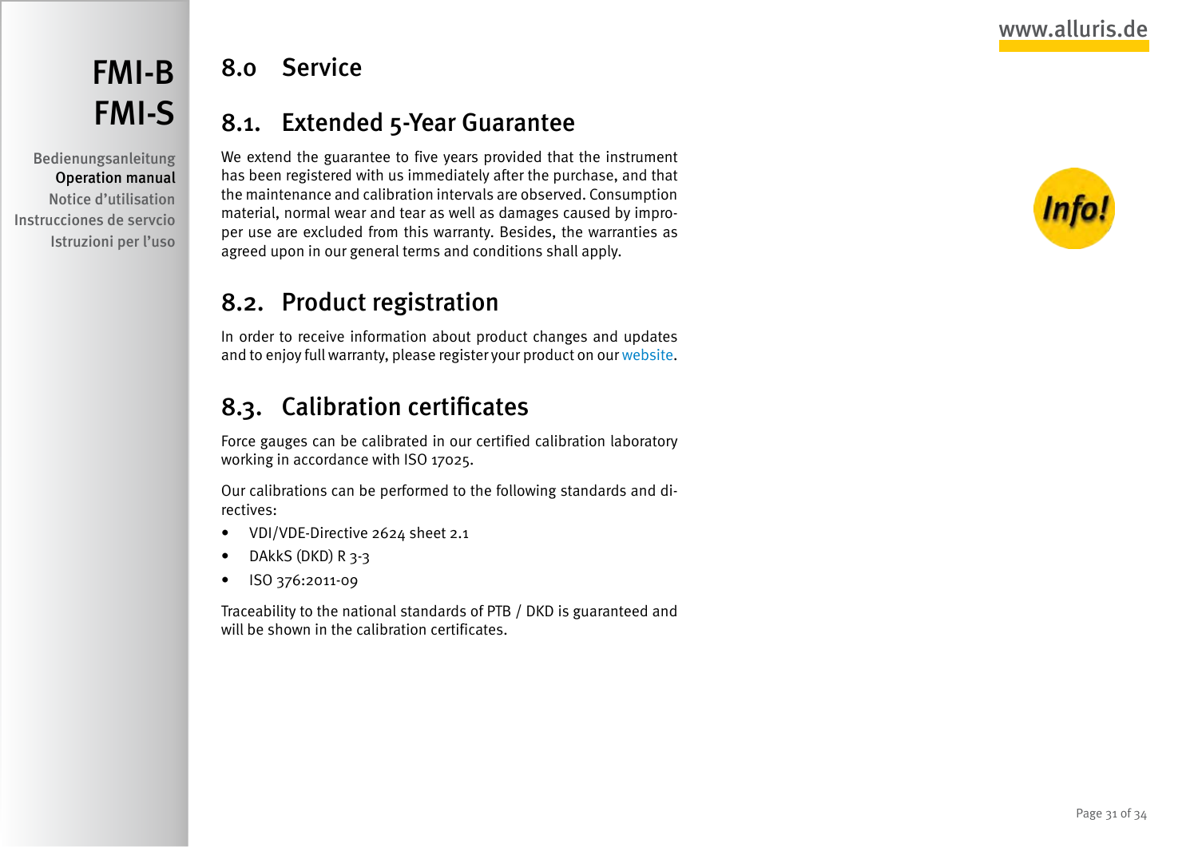# 8.0 Service

## 8.1. Extended 5-Year Guarantee

We extend the guarantee to five years provided that the instrument has been registered with us immediately after the purchase, and that the maintenance and calibration intervals are observed. Consumption material, normal wear and tear as well as damages caused by improper use are excluded from this warranty. Besides, the warranties as agreed upon in our general terms and conditions shall apply.

## 8.2. Product registration

In order to receive information about product changes and updates and to enjoy full warranty, please register your product on our website.

## 8.3. Calibration certificates

Force gauges can be calibrated in our certified calibration laboratory working in accordance with ISO 17025.

Our calibrations can be performed to the following standards and directives:

- VDI/VDE-Directive 2624 sheet 2.1
- DAkkS (DKD) R 3-3
- ISO 376:2011-09

Traceability to the national standards of PTB / DKD is guaranteed and will be shown in the calibration certificates.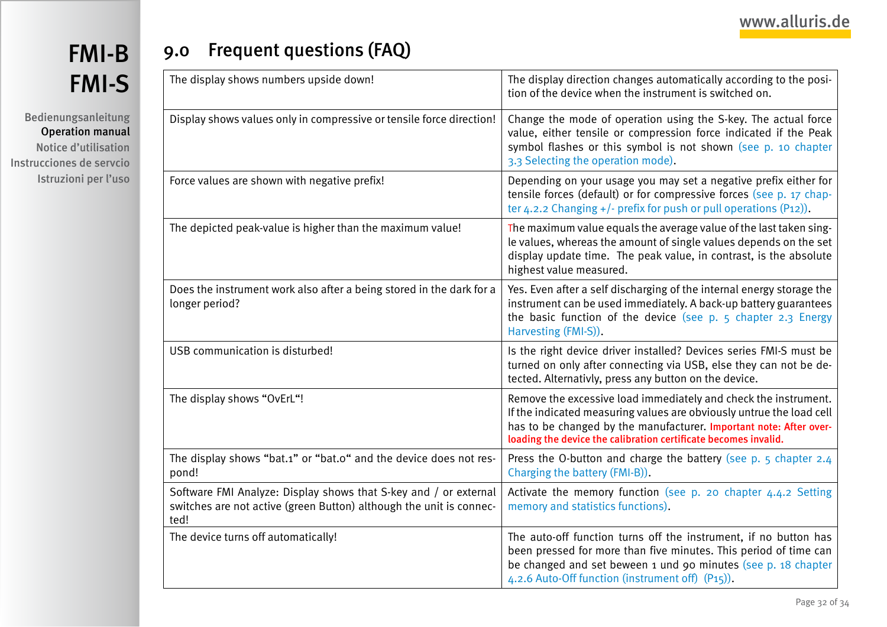## 9.0 Frequent questions (FAQ)

| | |
|---|---|
| The display shows numbers upside down! | The display direction changes automatically according to the position of the device when the instrument is switched on. |
| Display shows values only in compressive or tensile force direction! | Change the mode of operation using the S-key. The actual force value, either tensile or compression force indicated if the Peak symbol flashes or this symbol is not shown (see p. 10 chapter 3.3 Selecting the operation mode). |
| Force values are shown with negative prefix! | Depending on your usage you may set a negative prefix either for tensile forces (default) or for compressive forces (see p. 17 chapter 4.2.2 Changing +/- prefix for push or pull operations (P12)). |
| The depicted peak-value is higher than the maximum value! | The maximum value equals the average value of the last taken single values, whereas the amount of single values depends on the set display update time.  The peak value, in contrast, is the absolute highest value measured. |
| Does the instrument work also after a being stored in the dark for a longer period? | Yes. Even after a self discharging of the internal energy storage the instrument can be used immediately. A back-up battery guarantees the basic function of the device (see p. 5 chapter 2.3 Energy Harvesting (FMI-S)). |
| USB communication is disturbed! | Is the right device driver installed? Devices series FMI-S must be turned on only after connecting via USB, else they can not be detected. Alternativly, press any button on the device. |
| The display shows “OvErL“! | Remove the excessive load immediately and check the instrument. If the indicated measuring values are obviously untrue the load cell has to be changed by the manufacturer. **Important note: After overloading the device the calibration certificate becomes invalid.** |
| The display shows “bat.1” or “bat.0“ and the device does not respond! | Press the O-button and charge the battery (see p. 5 chapter 2.4 Charging the battery (FMI-B)). |
| Software FMI Analyze: Display shows that S-key and / or external switches are not active (green Button) although the unit is connected! | Activate the memory function (see p. 20 chapter 4.4.2 Setting memory and statistics functions). |
| The device turns off automatically! | The auto-off function turns off the instrument, if no button has been pressed for more than five minutes. This period of time can be changed and set beween 1 und 90 minutes (see p. 18 chapter 4.2.6 Auto-Off function (instrument off)  (P15)). |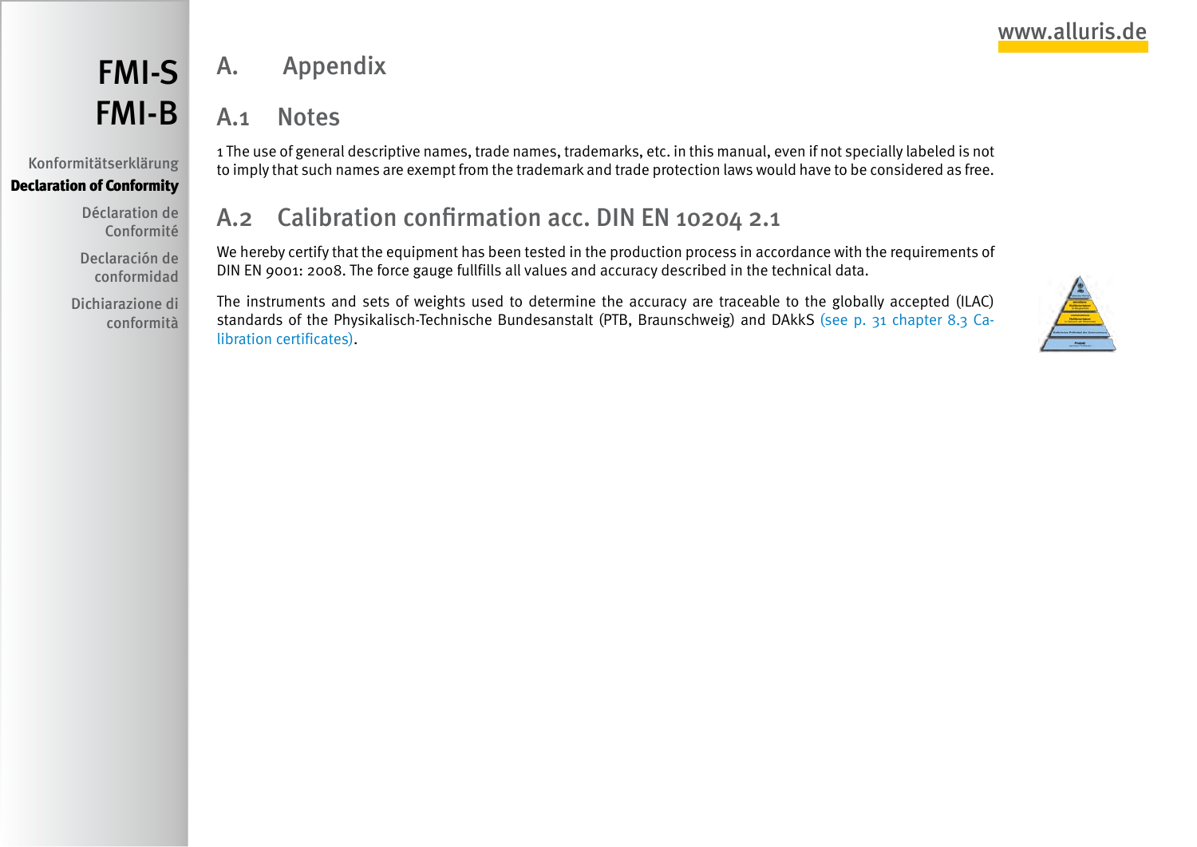# A. Appendix

## A.1 Notes

1 The use of general descriptive names, trade names, trademarks, etc. in this manual, even if not specially labeled is not to imply that such names are exempt from the trademark and trade protection laws would have to be considered as free.

## A.2 Calibration confirmation acc. DIN EN 10204 2.1

We hereby certify that the equipment has been tested in the production process in accordance with the requirements of DIN EN 9001: 2008. The force gauge fullfills all values and accuracy described in the technical data.

The instruments and sets of weights used to determine the accuracy are traceable to the globally accepted (ILAC) standards of the Physikalisch-Technische Bundesanstalt (PTB, Braunschweig) and DAkkS (see p. 31 chapter 8.3 Calibration certificates).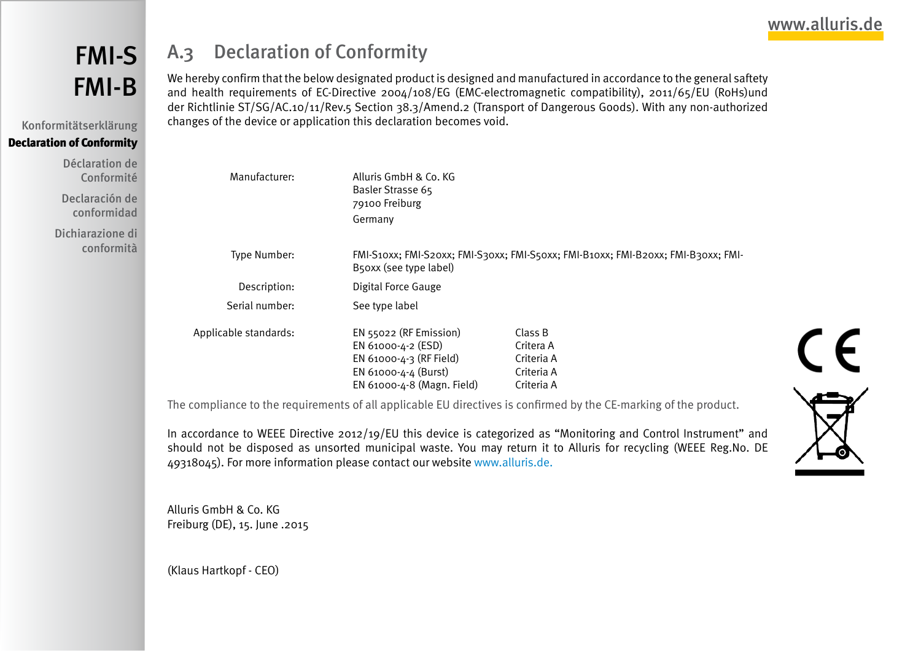## A.3 Declaration of Conformity

We hereby confirm that the below designated product is designed and manufactured in accordance to the general saftety and health requirements of EC-Directive 2004/108/EG (EMC-electromagnetic compatibility), 2011/65/EU (RoHs)und der Richtlinie ST/SG/AC.10/11/Rev.5 Section 38.3/Amend.2 (Transport of Dangerous Goods). With any non-authorized changes of the device or application this declaration becomes void.

| | | |
|---|---|---|
| Manufacturer: | Alluris GmbH & Co. KG<br>Basler Strasse 65<br>79100 Freiburg<br>Germany | |
| Type Number: | FMI-S10xx; FMI-S20xx; FMI-S30xx; FMI-S50xx; FMI-B10xx; FMI-B20xx; FMI-B30xx; FMI-B50xx (see type label) | |
| Description: | Digital Force Gauge | |
| Serial number: | See type label | |
| Applicable standards: | EN 55022 (RF Emission) | Class B |
| | EN 61000-4-2 (ESD) | Critera A |
| | EN 61000-4-3 (RF Field) | Criteria A |
| | EN 61000-4-4 (Burst) | Criteria A |
| | EN 61000-4-8 (Magn. Field) | Criteria A |

The compliance to the requirements of all applicable EU directives is confirmed by the CE-marking of the product.

In accordance to WEEE Directive 2012/19/EU this device is categorized as "Monitoring and Control Instrument" and should not be disposed as unsorted municipal waste. You may return it to Alluris for recycling (WEEE Reg.No. DE 49318045). For more information please contact our website www.alluris.de.

Alluris GmbH & Co. KG
Freiburg (DE), 15. June .2015

(Klaus Hartkopf - CEO)